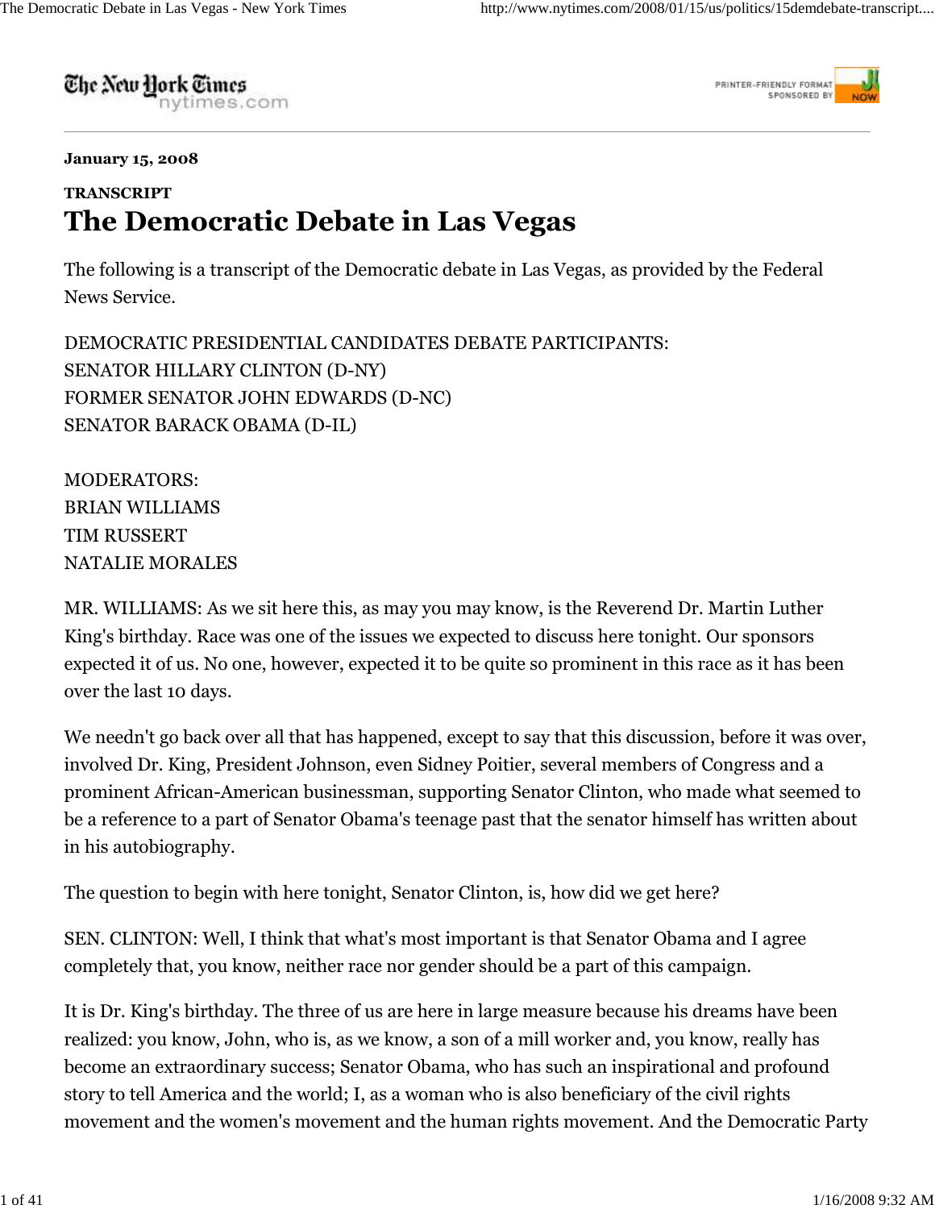**January 15, 2008**

**TRANSCRIPT**

# The Democratic Debate in Las Vegas

The following is a transcript of the Democratic debate in Las Vegas, as provided by the Federal News Service.

DEMOCRATIC PRESIDENTIAL CANDIDATES DEBATE PARTICIPANTS:
SENATOR HILLARY CLINTON (D-NY)
FORMER SENATOR JOHN EDWARDS (D-NC)
SENATOR BARACK OBAMA (D-IL)

MODERATORS:
BRIAN WILLIAMS
TIM RUSSERT
NATALIE MORALES

MR. WILLIAMS: As we sit here this, as may you you may know, is the Reverend Dr. Martin Luther King's birthday. Race was one of the issues we expected to discuss here tonight. Our sponsors expected it of us. No one, however, expected it to be quite so prominent in this race as it has been over the last 10 days.

We needn't go back over all that has happened, except to say that this discussion, before it was over, involved Dr. King, President Johnson, even Sidney Poitier, several members of Congress and a prominent African-American businessman, supporting Senator Clinton, who made what seemed to be a reference to a part of Senator Obama's teenage past that the senator himself has written about in his autobiography.

The question to begin with here tonight, Senator Clinton, is, how did we get here?

SEN. CLINTON: Well, I think that what's most important is that Senator Obama and I agree completely that, you know, neither race nor gender should be a part of this campaign.

It is Dr. King's birthday. The three of us are here in large measure because his dreams have been realized: you know, John, who is, as we know, a son of a mill worker and, you know, really has become an extraordinary success; Senator Obama, who has such an inspirational and profound story to tell America and the world; I, as a woman who is also beneficiary of the civil rights movement and the women's movement and the human rights movement. And the Democratic Party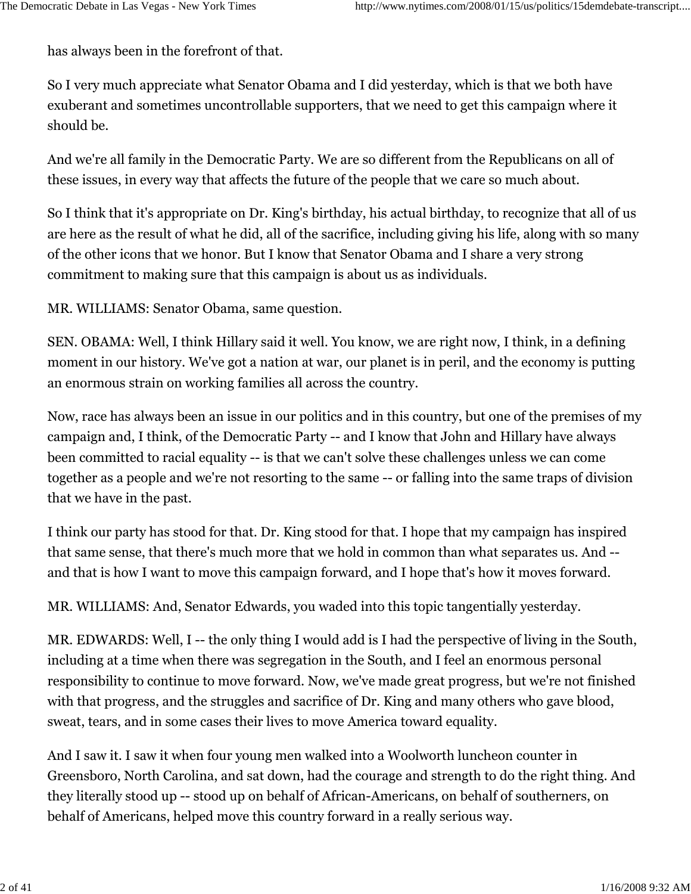has always been in the forefront of that.

So I very much appreciate what Senator Obama and I did yesterday, which is that we both have exuberant and sometimes uncontrollable supporters, that we need to get this campaign where it should be.

And we're all family in the Democratic Party. We are so different from the Republicans on all of these issues, in every way that affects the future of the people that we care so much about.

So I think that it's appropriate on Dr. King's birthday, his actual birthday, to recognize that all of us are here as the result of what he did, all of the sacrifice, including giving his life, along with so many of the other icons that we honor. But I know that Senator Obama and I share a very strong commitment to making sure that this campaign is about us as individuals.

MR. WILLIAMS: Senator Obama, same question.

SEN. OBAMA: Well, I think Hillary said it well. You know, we are right now, I think, in a defining moment in our history. We've got a nation at war, our planet is in peril, and the economy is putting an enormous strain on working families all across the country.

Now, race has always been an issue in our politics and in this country, but one of the premises of my campaign and, I think, of the Democratic Party -- and I know that John and Hillary have always been committed to racial equality -- is that we can't solve these challenges unless we can come together as a people and we're not resorting to the same -- or falling into the same traps of division that we have in the past.

I think our party has stood for that. Dr. King stood for that. I hope that my campaign has inspired that same sense, that there's much more that we hold in common than what separates us. And -- and that is how I want to move this campaign forward, and I hope that's how it moves forward.

MR. WILLIAMS: And, Senator Edwards, you waded into this topic tangentially yesterday.

MR. EDWARDS: Well, I -- the only thing I would add is I had the perspective of living in the South, including at a time when there was segregation in the South, and I feel an enormous personal responsibility to continue to move forward. Now, we've made great progress, but we're not finished with that progress, and the struggles and sacrifice of Dr. King and many others who gave blood, sweat, tears, and in some cases their lives to move America toward equality.

And I saw it. I saw it when four young men walked into a Woolworth luncheon counter in Greensboro, North Carolina, and sat down, had the courage and strength to do the right thing. And they literally stood up -- stood up on behalf of African-Americans, on behalf of southerners, on behalf of Americans, helped move this country forward in a really serious way.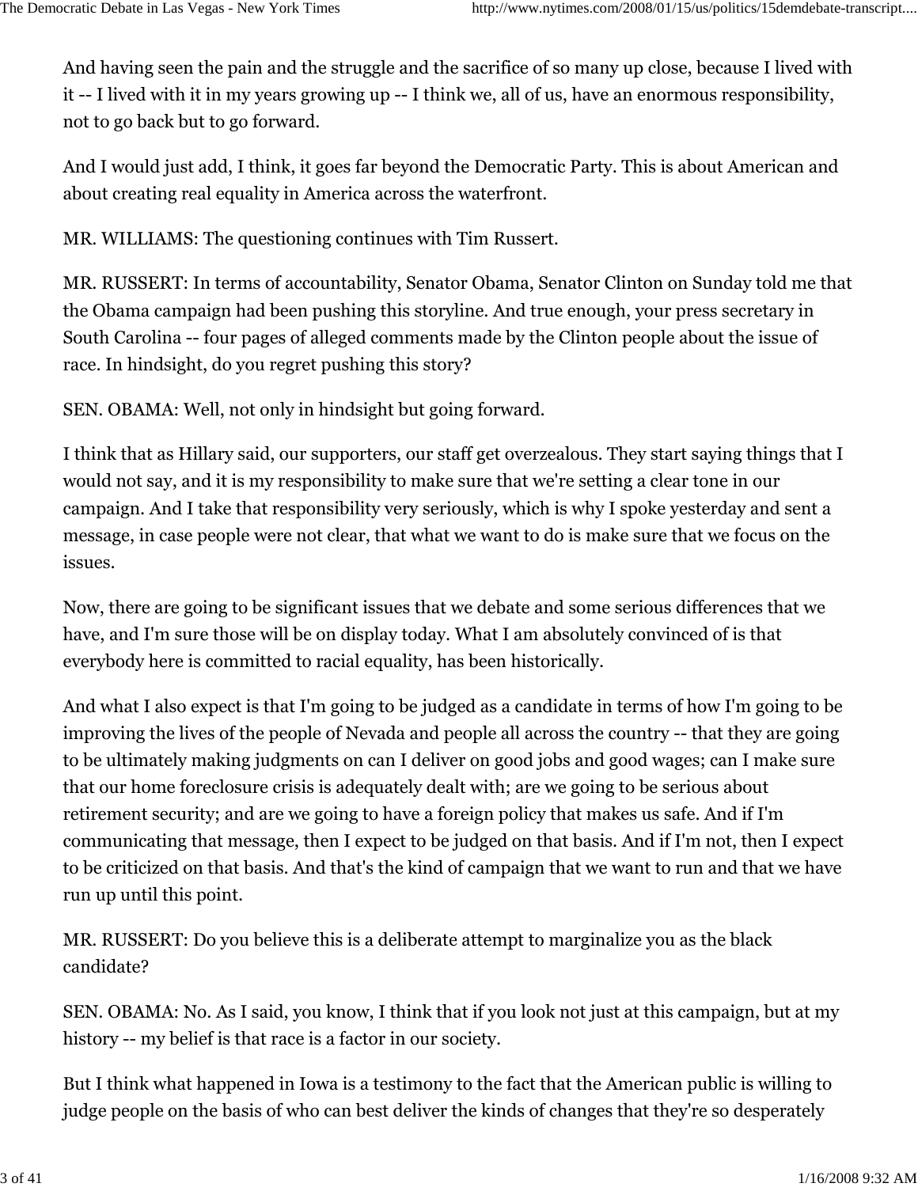And having seen the pain and the struggle and the sacrifice of so many up close, because I lived with it -- I lived with it in my years growing up -- I think we, all of us, have an enormous responsibility, not to go back but to go forward.

And I would just add, I think, it goes far beyond the Democratic Party. This is about American and about creating real equality in America across the waterfront.

MR. WILLIAMS: The questioning continues with Tim Russert.

MR. RUSSERT: In terms of accountability, Senator Obama, Senator Clinton on Sunday told me that the Obama campaign had been pushing this storyline. And true enough, your press secretary in South Carolina -- four pages of alleged comments made by the Clinton people about the issue of race. In hindsight, do you regret pushing this story?

SEN. OBAMA: Well, not only in hindsight but going forward.

I think that as Hillary said, our supporters, our staff get overzealous. They start saying things that I would not say, and it is my responsibility to make sure that we're setting a clear tone in our campaign. And I take that responsibility very seriously, which is why I spoke yesterday and sent a message, in case people were not clear, that what we want to do is make sure that we focus on the issues.

Now, there are going to be significant issues that we debate and some serious differences that we have, and I'm sure those will be on display today. What I am absolutely convinced of is that everybody here is committed to racial equality, has been historically.

And what I also expect is that I'm going to be judged as a candidate in terms of how I'm going to be improving the lives of the people of Nevada and people all across the country -- that they are going to be ultimately making judgments on can I deliver on good jobs and good wages; can I make sure that our home foreclosure crisis is adequately dealt with; are we going to be serious about retirement security; and are we going to have a foreign policy that makes us safe. And if I'm communicating that message, then I expect to be judged on that basis. And if I'm not, then I expect to be criticized on that basis. And that's the kind of campaign that we want to run and that we have run up until this point.

MR. RUSSERT: Do you believe this is a deliberate attempt to marginalize you as the black candidate?

SEN. OBAMA: No. As I said, you know, I think that if you look not just at this campaign, but at my history -- my belief is that race is a factor in our society.

But I think what happened in Iowa is a testimony to the fact that the American public is willing to judge people on the basis of who can best deliver the kinds of changes that they're so desperately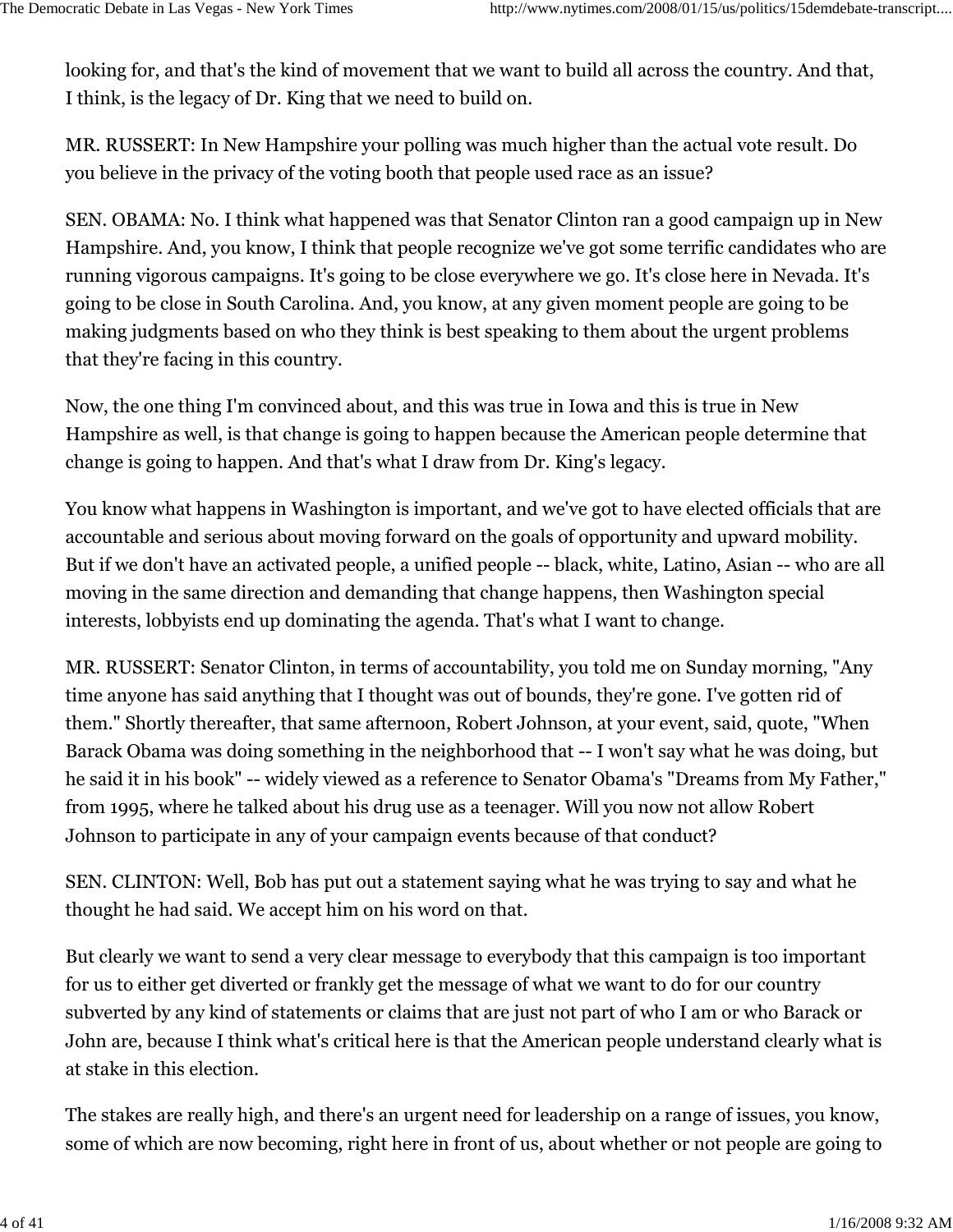looking for, and that's the kind of movement that we want to build all across the country. And that, I think, is the legacy of Dr. King that we need to build on.

MR. RUSSERT: In New Hampshire your polling was much higher than the actual vote result. Do you believe in the privacy of the voting booth that people used race as an issue?

SEN. OBAMA: No. I think what happened was that Senator Clinton ran a good campaign up in New Hampshire. And, you know, I think that people recognize we've got some terrific candidates who are running vigorous campaigns. It's going to be close everywhere we go. It's close here in Nevada. It's going to be close in South Carolina. And, you know, at any given moment people are going to be making judgments based on who they think is best speaking to them about the urgent problems that they're facing in this country.

Now, the one thing I'm convinced about, and this was true in Iowa and this is true in New Hampshire as well, is that change is going to happen because the American people determine that change is going to happen. And that's what I draw from Dr. King's legacy.

You know what happens in Washington is important, and we've got to have elected officials that are accountable and serious about moving forward on the goals of opportunity and upward mobility. But if we don't have an activated people, a unified people -- black, white, Latino, Asian -- who are all moving in the same direction and demanding that change happens, then Washington special interests, lobbyists end up dominating the agenda. That's what I want to change.

MR. RUSSERT: Senator Clinton, in terms of accountability, you told me on Sunday morning, "Any time anyone has said anything that I thought was out of bounds, they're gone. I've gotten rid of them." Shortly thereafter, that same afternoon, Robert Johnson, at your event, said, quote, "When Barack Obama was doing something in the neighborhood that -- I won't say what he was doing, but he said it in his book" -- widely viewed as a reference to Senator Obama's "Dreams from My Father," from 1995, where he talked about his drug use as a teenager. Will you now not allow Robert Johnson to participate in any of your campaign events because of that conduct?

SEN. CLINTON: Well, Bob has put out a statement saying what he was trying to say and what he thought he had said. We accept him on his word on that.

But clearly we want to send a very clear message to everybody that this campaign is too important for us to either get diverted or frankly get the message of what we want to do for our country subverted by any kind of statements or claims that are just not part of who I am or who Barack or John are, because I think what's critical here is that the American people understand clearly what is at stake in this election.

The stakes are really high, and there's an urgent need for leadership on a range of issues, you know, some of which are now becoming, right here in front of us, about whether or not people are going to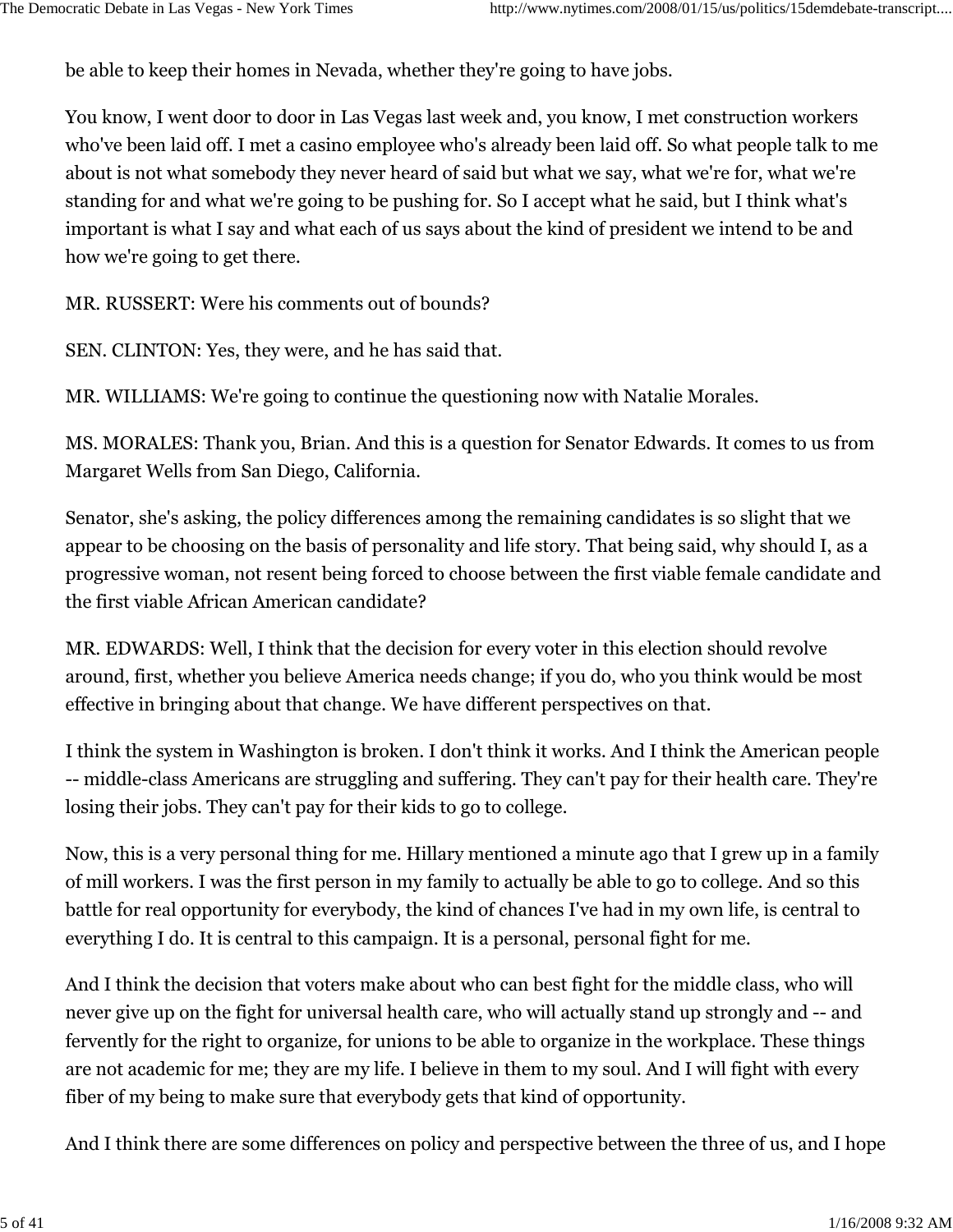be able to keep their homes in Nevada, whether they're going to have jobs.

You know, I went door to door in Las Vegas last week and, you know, I met construction workers who've been laid off. I met a casino employee who's already been laid off. So what people talk to me about is not what somebody they never heard of said but what we say, what we're for, what we're standing for and what we're going to be pushing for. So I accept what he said, but I think what's important is what I say and what each of us says about the kind of president we intend to be and how we're going to get there.

MR. RUSSERT: Were his comments out of bounds?

SEN. CLINTON: Yes, they were, and he has said that.

MR. WILLIAMS: We're going to continue the questioning now with Natalie Morales.

MS. MORALES: Thank you, Brian. And this is a question for Senator Edwards. It comes to us from Margaret Wells from San Diego, California.

Senator, she's asking, the policy differences among the remaining candidates is so slight that we appear to be choosing on the basis of personality and life story. That being said, why should I, as a progressive woman, not resent being forced to choose between the first viable female candidate and the first viable African American candidate?

MR. EDWARDS: Well, I think that the decision for every voter in this election should revolve around, first, whether you believe America needs change; if you do, who you think would be most effective in bringing about that change. We have different perspectives on that.

I think the system in Washington is broken. I don't think it works. And I think the American people -- middle-class Americans are struggling and suffering. They can't pay for their health care. They're losing their jobs. They can't pay for their kids to go to college.

Now, this is a very personal thing for me. Hillary mentioned a minute ago that I grew up in a family of mill workers. I was the first person in my family to actually be able to go to college. And so this battle for real opportunity for everybody, the kind of chances I've had in my own life, is central to everything I do. It is central to this campaign. It is a personal, personal fight for me.

And I think the decision that voters make about who can best fight for the middle class, who will never give up on the fight for universal health care, who will actually stand up strongly and -- and fervently for the right to organize, for unions to be able to organize in the workplace. These things are not academic for me; they are my life. I believe in them to my soul. And I will fight with every fiber of my being to make sure that everybody gets that kind of opportunity.

And I think there are some differences on policy and perspective between the three of us, and I hope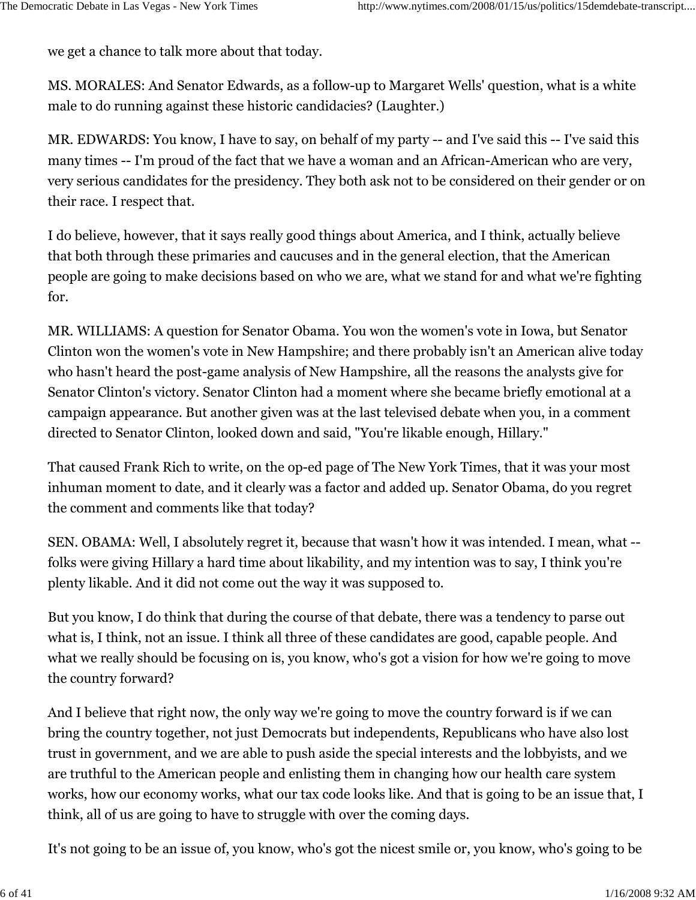we get a chance to talk more about that today.

MS. MORALES: And Senator Edwards, as a follow-up to Margaret Wells' question, what is a white male to do running against these historic candidacies? (Laughter.)

MR. EDWARDS: You know, I have to say, on behalf of my party -- and I've said this -- I've said this many times -- I'm proud of the fact that we have a woman and an African-American who are very, very serious candidates for the presidency. They both ask not to be considered on their gender or on their race. I respect that.

I do believe, however, that it says really good things about America, and I think, actually believe that both through these primaries and caucuses and in the general election, that the American people are going to make decisions based on who we are, what we stand for and what we're fighting for.

MR. WILLIAMS: A question for Senator Obama. You won the women's vote in Iowa, but Senator Clinton won the women's vote in New Hampshire; and there probably isn't an American alive today who hasn't heard the post-game analysis of New Hampshire, all the reasons the analysts give for Senator Clinton's victory. Senator Clinton had a moment where she became briefly emotional at a campaign appearance. But another given was at the last televised debate when you, in a comment directed to Senator Clinton, looked down and said, "You're likable enough, Hillary."

That caused Frank Rich to write, on the op-ed page of The New York Times, that it was your most inhuman moment to date, and it clearly was a factor and added up. Senator Obama, do you regret the comment and comments like that today?

SEN. OBAMA: Well, I absolutely regret it, because that wasn't how it was intended. I mean, what -- folks were giving Hillary a hard time about likability, and my intention was to say, I think you're plenty likable. And it did not come out the way it was supposed to.

But you know, I do think that during the course of that debate, there was a tendency to parse out what is, I think, not an issue. I think all three of these candidates are good, capable people. And what we really should be focusing on is, you know, who's got a vision for how we're going to move the country forward?

And I believe that right now, the only way we're going to move the country forward is if we can bring the country together, not just Democrats but independents, Republicans who have also lost trust in government, and we are able to push aside the special interests and the lobbyists, and we are truthful to the American people and enlisting them in changing how our health care system works, how our economy works, what our tax code looks like. And that is going to be an issue that, I think, all of us are going to have to struggle with over the coming days.

It's not going to be an issue of, you know, who's got the nicest smile or, you know, who's going to be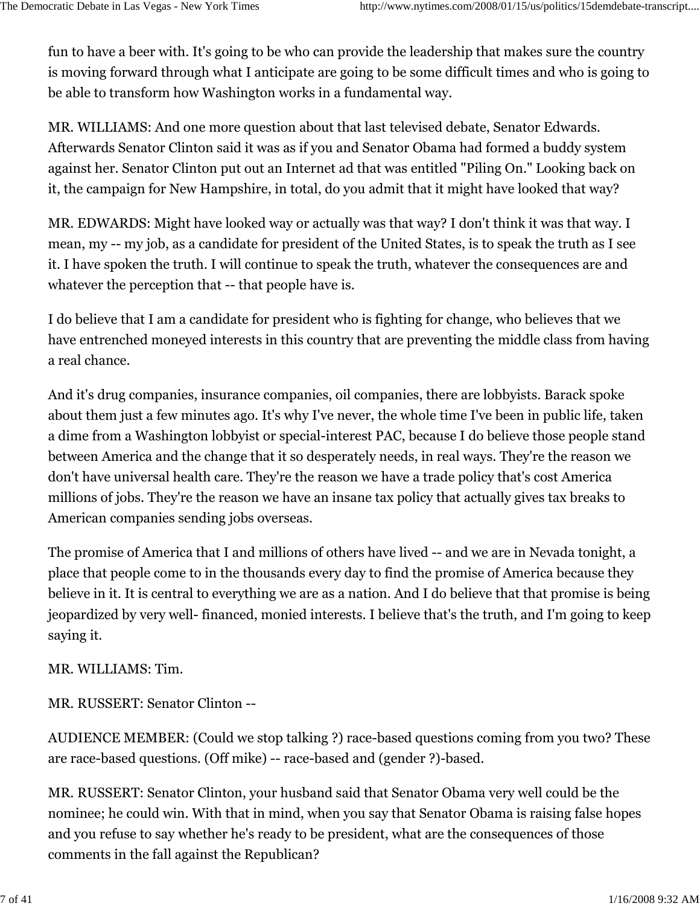fun to have a beer with. It's going to be who can provide the leadership that makes sure the country is moving forward through what I anticipate are going to be some difficult times and who is going to be able to transform how Washington works in a fundamental way.

MR. WILLIAMS: And one more question about that last televised debate, Senator Edwards. Afterwards Senator Clinton said it was as if you and Senator Obama had formed a buddy system against her. Senator Clinton put out an Internet ad that was entitled "Piling On." Looking back on it, the campaign for New Hampshire, in total, do you admit that it might have looked that way?

MR. EDWARDS: Might have looked way or actually was that way? I don't think it was that way. I mean, my -- my job, as a candidate for president of the United States, is to speak the truth as I see it. I have spoken the truth. I will continue to speak the truth, whatever the consequences are and whatever the perception that -- that people have is.

I do believe that I am a candidate for president who is fighting for change, who believes that we have entrenched moneyed interests in this country that are preventing the middle class from having a real chance.

And it's drug companies, insurance companies, oil companies, there are lobbyists. Barack spoke about them just a few minutes ago. It's why I've never, the whole time I've been in public life, taken a dime from a Washington lobbyist or special-interest PAC, because I do believe those people stand between America and the change that it so desperately needs, in real ways. They're the reason we don't have universal health care. They're the reason we have a trade policy that's cost America millions of jobs. They're the reason we have an insane tax policy that actually gives tax breaks to American companies sending jobs overseas.

The promise of America that I and millions of others have lived -- and we are in Nevada tonight, a place that people come to in the thousands every day to find the promise of America because they believe in it. It is central to everything we are as a nation. And I do believe that that promise is being jeopardized by very well- financed, monied interests. I believe that's the truth, and I'm going to keep saying it.

MR. WILLIAMS: Tim.

MR. RUSSERT: Senator Clinton --

AUDIENCE MEMBER: (Could we stop talking ?) race-based questions coming from you two? These are race-based questions. (Off mike) -- race-based and (gender ?)-based.

MR. RUSSERT: Senator Clinton, your husband said that Senator Obama very well could be the nominee; he could win. With that in mind, when you say that Senator Obama is raising false hopes and you refuse to say whether he's ready to be president, what are the consequences of those comments in the fall against the Republican?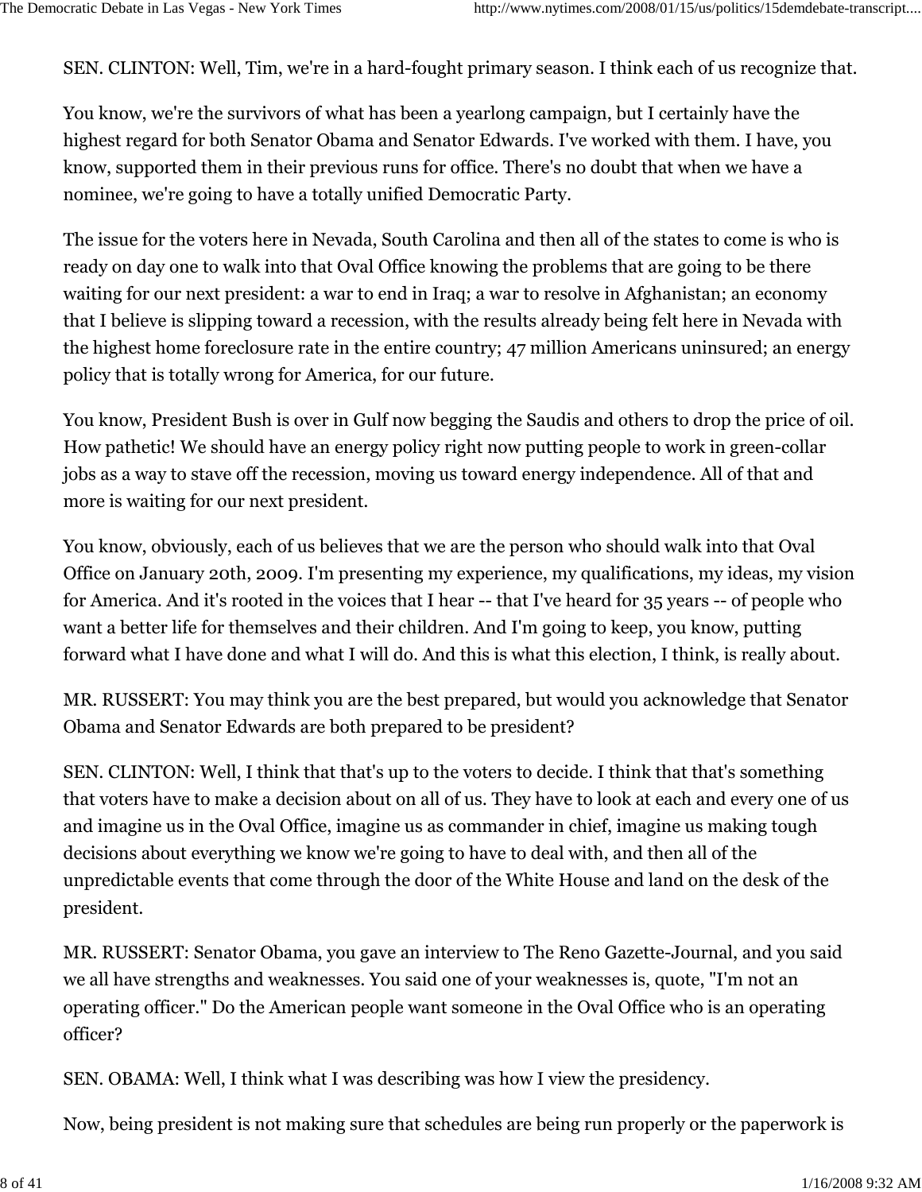SEN. CLINTON: Well, Tim, we're in a hard-fought primary season. I think each of us recognize that.

You know, we're the survivors of what has been a yearlong campaign, but I certainly have the highest regard for both Senator Obama and Senator Edwards. I've worked with them. I have, you know, supported them in their previous runs for office. There's no doubt that when we have a nominee, we're going to have a totally unified Democratic Party.

The issue for the voters here in Nevada, South Carolina and then all of the states to come is who is ready on day one to walk into that Oval Office knowing the problems that are going to be there waiting for our next president: a war to end in Iraq; a war to resolve in Afghanistan; an economy that I believe is slipping toward a recession, with the results already being felt here in Nevada with the highest home foreclosure rate in the entire country; 47 million Americans uninsured; an energy policy that is totally wrong for America, for our future.

You know, President Bush is over in Gulf now begging the Saudis and others to drop the price of oil. How pathetic! We should have an energy policy right now putting people to work in green-collar jobs as a way to stave off the recession, moving us toward energy independence. All of that and more is waiting for our next president.

You know, obviously, each of us believes that we are the person who should walk into that Oval Office on January 20th, 2009. I'm presenting my experience, my qualifications, my ideas, my vision for America. And it's rooted in the voices that I hear -- that I've heard for 35 years -- of people who want a better life for themselves and their children. And I'm going to keep, you know, putting forward what I have done and what I will do. And this is what this election, I think, is really about.

MR. RUSSERT: You may think you are the best prepared, but would you acknowledge that Senator Obama and Senator Edwards are both prepared to be president?

SEN. CLINTON: Well, I think that that's up to the voters to decide. I think that that's something that voters have to make a decision about on all of us. They have to look at each and every one of us and imagine us in the Oval Office, imagine us as commander in chief, imagine us making tough decisions about everything we know we're going to have to deal with, and then all of the unpredictable events that come through the door of the White House and land on the desk of the president.

MR. RUSSERT: Senator Obama, you gave an interview to The Reno Gazette-Journal, and you said we all have strengths and weaknesses. You said one of your weaknesses is, quote, "I'm not an operating officer." Do the American people want someone in the Oval Office who is an operating officer?

SEN. OBAMA: Well, I think what I was describing was how I view the presidency.

Now, being president is not making sure that schedules are being run properly or the paperwork is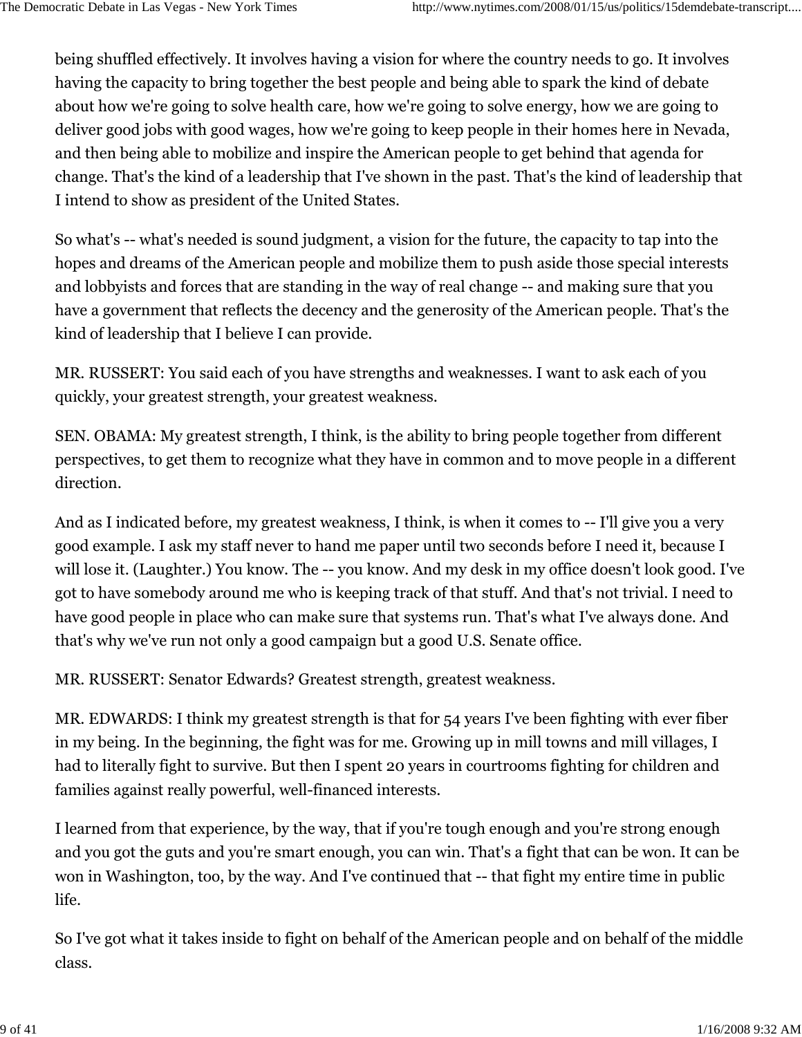being shuffled effectively. It involves having a vision for where the country needs to go. It involves having the capacity to bring together the best people and being able to spark the kind of debate about how we're going to solve health care, how we're going to solve energy, how we are going to deliver good jobs with good wages, how we're going to keep people in their homes here in Nevada, and then being able to mobilize and inspire the American people to get behind that agenda for change. That's the kind of a leadership that I've shown in the past. That's the kind of leadership that I intend to show as president of the United States.

So what's -- what's needed is sound judgment, a vision for the future, the capacity to tap into the hopes and dreams of the American people and mobilize them to push aside those special interests and lobbyists and forces that are standing in the way of real change -- and making sure that you have a government that reflects the decency and the generosity of the American people. That's the kind of leadership that I believe I can provide.

MR. RUSSERT: You said each of you have strengths and weaknesses. I want to ask each of you quickly, your greatest strength, your greatest weakness.

SEN. OBAMA: My greatest strength, I think, is the ability to bring people together from different perspectives, to get them to recognize what they have in common and to move people in a different direction.

And as I indicated before, my greatest weakness, I think, is when it comes to -- I'll give you a very good example. I ask my staff never to hand me paper until two seconds before I need it, because I will lose it. (Laughter.) You know. The -- you know. And my desk in my office doesn't look good. I've got to have somebody around me who is keeping track of that stuff. And that's not trivial. I need to have good people in place who can make sure that systems run. That's what I've always done. And that's why we've run not only a good campaign but a good U.S. Senate office.

MR. RUSSERT: Senator Edwards? Greatest strength, greatest weakness.

MR. EDWARDS: I think my greatest strength is that for 54 years I've been fighting with ever fiber in my being. In the beginning, the fight was for me. Growing up in mill towns and mill villages, I had to literally fight to survive. But then I spent 20 years in courtrooms fighting for children and families against really powerful, well-financed interests.

I learned from that experience, by the way, that if you're tough enough and you're strong enough and you got the guts and you're smart enough, you can win. That's a fight that can be won. It can be won in Washington, too, by the way. And I've continued that -- that fight my entire time in public life.

So I've got what it takes inside to fight on behalf of the American people and on behalf of the middle class.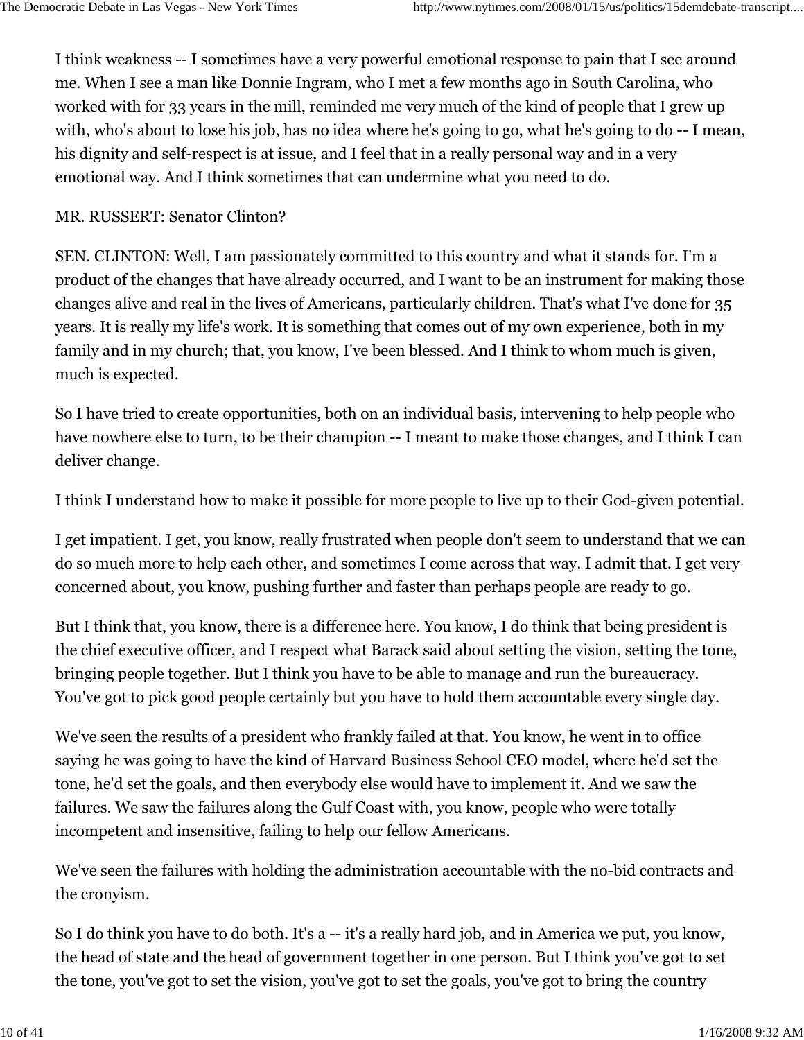I think weakness -- I sometimes have a very powerful emotional response to pain that I see around me. When I see a man like Donnie Ingram, who I met a few months ago in South Carolina, who worked with for 33 years in the mill, reminded me very much of the kind of people that I grew up with, who's about to lose his job, has no idea where he's going to go, what he's going to do -- I mean, his dignity and self-respect is at issue, and I feel that in a really personal way and in a very emotional way. And I think sometimes that can undermine what you need to do.

MR. RUSSERT: Senator Clinton?

SEN. CLINTON: Well, I am passionately committed to this country and what it stands for. I'm a product of the changes that have already occurred, and I want to be an instrument for making those changes alive and real in the lives of Americans, particularly children. That's what I've done for 35 years. It is really my life's work. It is something that comes out of my own experience, both in my family and in my church; that, you know, I've been blessed. And I think to whom much is given, much is expected.

So I have tried to create opportunities, both on an individual basis, intervening to help people who have nowhere else to turn, to be their champion -- I meant to make those changes, and I think I can deliver change.

I think I understand how to make it possible for more people to live up to their God-given potential.

I get impatient. I get, you know, really frustrated when people don't seem to understand that we can do so much more to help each other, and sometimes I come across that way. I admit that. I get very concerned about, you know, pushing further and faster than perhaps people are ready to go.

But I think that, you know, there is a difference here. You know, I do think that being president is the chief executive officer, and I respect what Barack said about setting the vision, setting the tone, bringing people together. But I think you have to be able to manage and run the bureaucracy. You've got to pick good people certainly but you have to hold them accountable every single day.

We've seen the results of a president who frankly failed at that. You know, he went in to office saying he was going to have the kind of Harvard Business School CEO model, where he'd set the tone, he'd set the goals, and then everybody else would have to implement it. And we saw the failures. We saw the failures along the Gulf Coast with, you know, people who were totally incompetent and insensitive, failing to help our fellow Americans.

We've seen the failures with holding the administration accountable with the no-bid contracts and the cronyism.

So I do think you have to do both. It's a -- it's a really hard job, and in America we put, you know, the head of state and the head of government together in one person. But I think you've got to set the tone, you've got to set the vision, you've got to set the goals, you've got to bring the country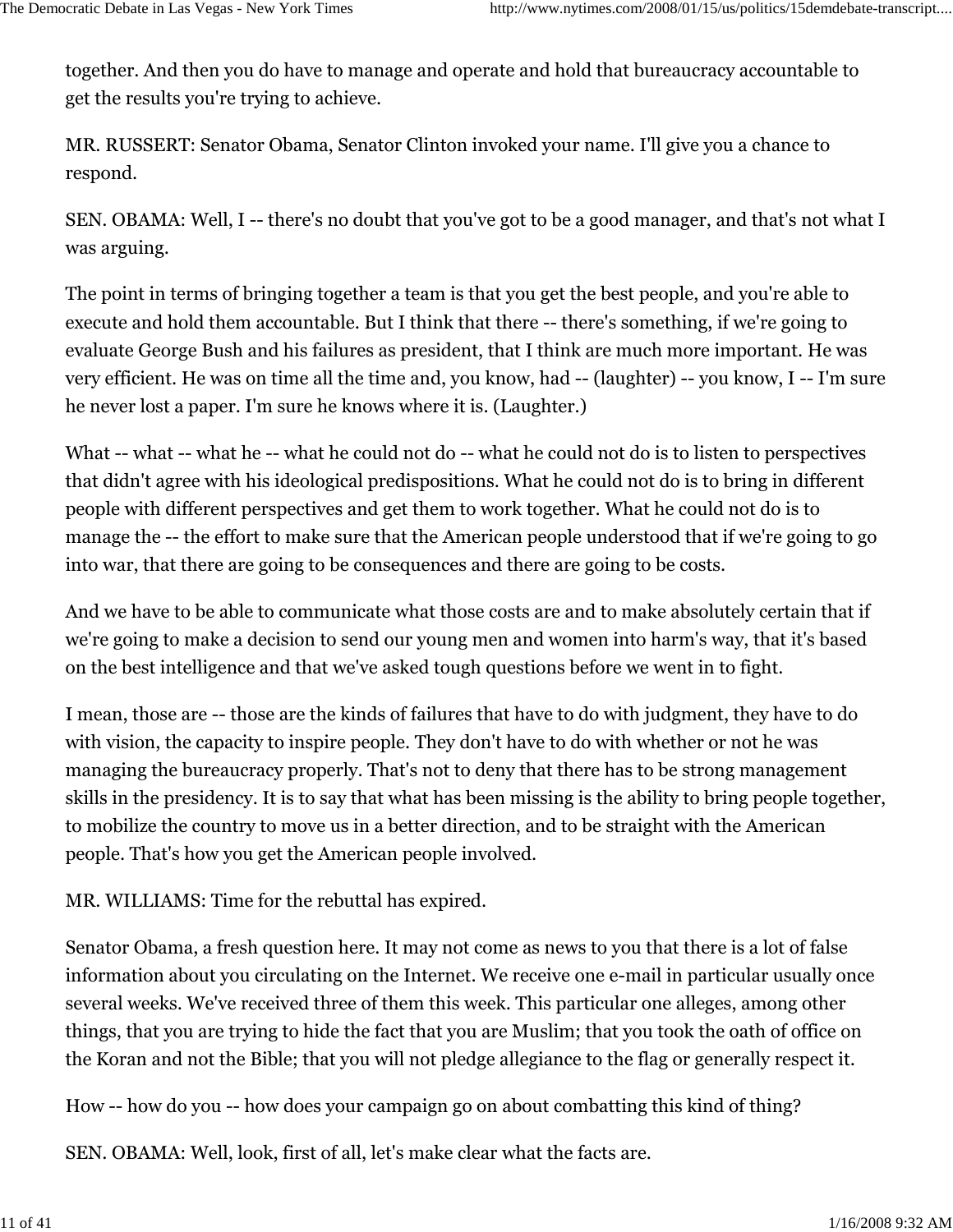together. And then you do have to manage and operate and hold that bureaucracy accountable to get the results you're trying to achieve.

MR. RUSSERT: Senator Obama, Senator Clinton invoked your name. I'll give you a chance to respond.

SEN. OBAMA: Well, I -- there's no doubt that you've got to be a good manager, and that's not what I was arguing.

The point in terms of bringing together a team is that you get the best people, and you're able to execute and hold them accountable. But I think that there -- there's something, if we're going to evaluate George Bush and his failures as president, that I think are much more important. He was very efficient. He was on time all the time and, you know, had -- (laughter) -- you know, I -- I'm sure he never lost a paper. I'm sure he knows where it is. (Laughter.)

What -- what -- what he -- what he could not do -- what he could not do is to listen to perspectives that didn't agree with his ideological predispositions. What he could not do is to bring in different people with different perspectives and get them to work together. What he could not do is to manage the -- the effort to make sure that the American people understood that if we're going to go into war, that there are going to be consequences and there are going to be costs.

And we have to be able to communicate what those costs are and to make absolutely certain that if we're going to make a decision to send our young men and women into harm's way, that it's based on the best intelligence and that we've asked tough questions before we went in to fight.

I mean, those are -- those are the kinds of failures that have to do with judgment, they have to do with vision, the capacity to inspire people. They don't have to do with whether or not he was managing the bureaucracy properly. That's not to deny that there has to be strong management skills in the presidency. It is to say that what has been missing is the ability to bring people together, to mobilize the country to move us in a better direction, and to be straight with the American people. That's how you get the American people involved.

MR. WILLIAMS: Time for the rebuttal has expired.

Senator Obama, a fresh question here. It may not come as news to you that there is a lot of false information about you circulating on the Internet. We receive one e-mail in particular usually once several weeks. We've received three of them this week. This particular one alleges, among other things, that you are trying to hide the fact that you are Muslim; that you took the oath of office on the Koran and not the Bible; that you will not pledge allegiance to the flag or generally respect it.

How -- how do you -- how does your campaign go on about combatting this kind of thing?

SEN. OBAMA: Well, look, first of all, let's make clear what the facts are.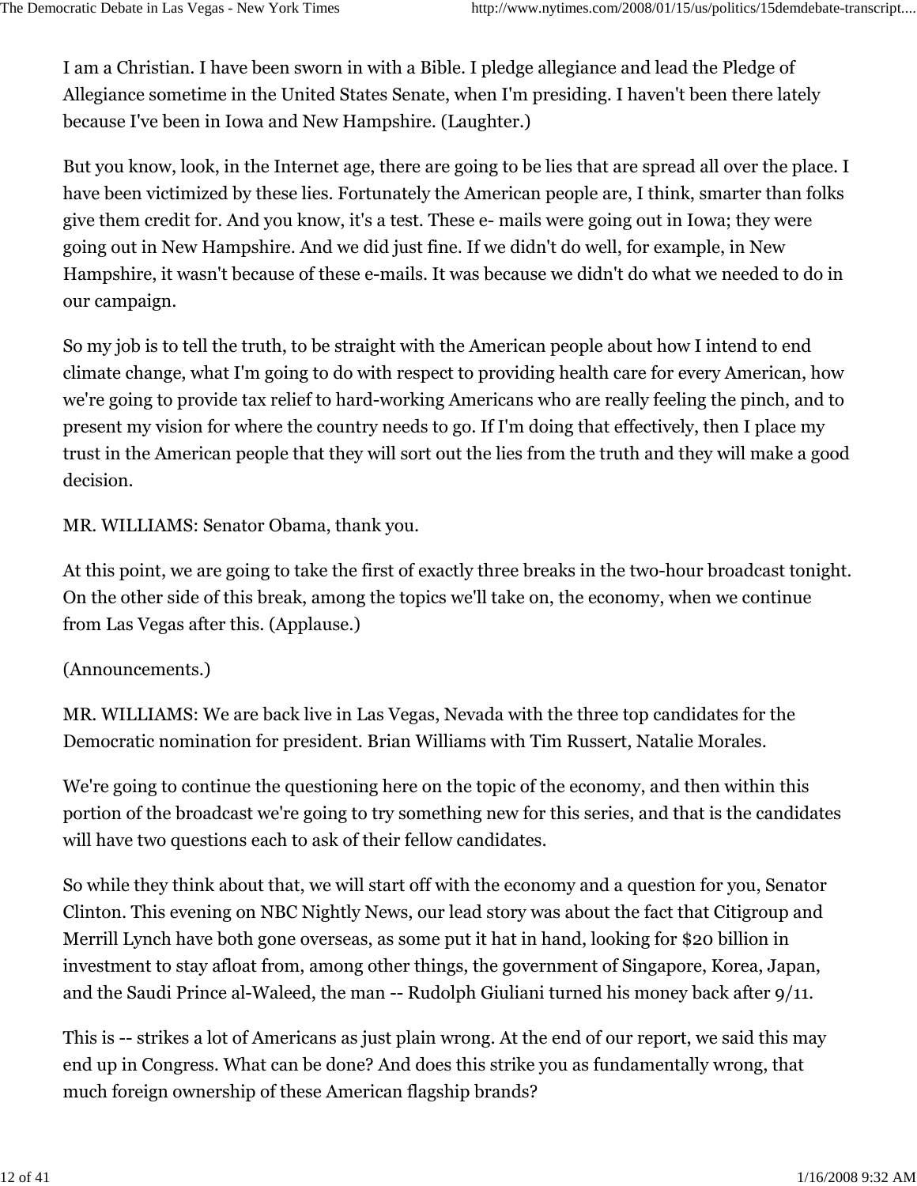I am a Christian. I have been sworn in with a Bible. I pledge allegiance and lead the Pledge of Allegiance sometime in the United States Senate, when I'm presiding. I haven't been there lately because I've been in Iowa and New Hampshire. (Laughter.)

But you know, look, in the Internet age, there are going to be lies that are spread all over the place. I have been victimized by these lies. Fortunately the American people are, I think, smarter than folks give them credit for. And you know, it's a test. These e- mails were going out in Iowa; they were going out in New Hampshire. And we did just fine. If we didn't do well, for example, in New Hampshire, it wasn't because of these e-mails. It was because we didn't do what we needed to do in our campaign.

So my job is to tell the truth, to be straight with the American people about how I intend to end climate change, what I'm going to do with respect to providing health care for every American, how we're going to provide tax relief to hard-working Americans who are really feeling the pinch, and to present my vision for where the country needs to go. If I'm doing that effectively, then I place my trust in the American people that they will sort out the lies from the truth and they will make a good decision.

MR. WILLIAMS: Senator Obama, thank you.

At this point, we are going to take the first of exactly three breaks in the two-hour broadcast tonight. On the other side of this break, among the topics we'll take on, the economy, when we continue from Las Vegas after this. (Applause.)

(Announcements.)

MR. WILLIAMS: We are back live in Las Vegas, Nevada with the three top candidates for the Democratic nomination for president. Brian Williams with Tim Russert, Natalie Morales.

We're going to continue the questioning here on the topic of the economy, and then within this portion of the broadcast we're going to try something new for this series, and that is the candidates will have two questions each to ask of their fellow candidates.

So while they think about that, we will start off with the economy and a question for you, Senator Clinton. This evening on NBC Nightly News, our lead story was about the fact that Citigroup and Merrill Lynch have both gone overseas, as some put it hat in hand, looking for $20 billion in investment to stay afloat from, among other things, the government of Singapore, Korea, Japan, and the Saudi Prince al-Waleed, the man -- Rudolph Giuliani turned his money back after 9/11.

This is -- strikes a lot of Americans as just plain wrong. At the end of our report, we said this may end up in Congress. What can be done? And does this strike you as fundamentally wrong, that much foreign ownership of these American flagship brands?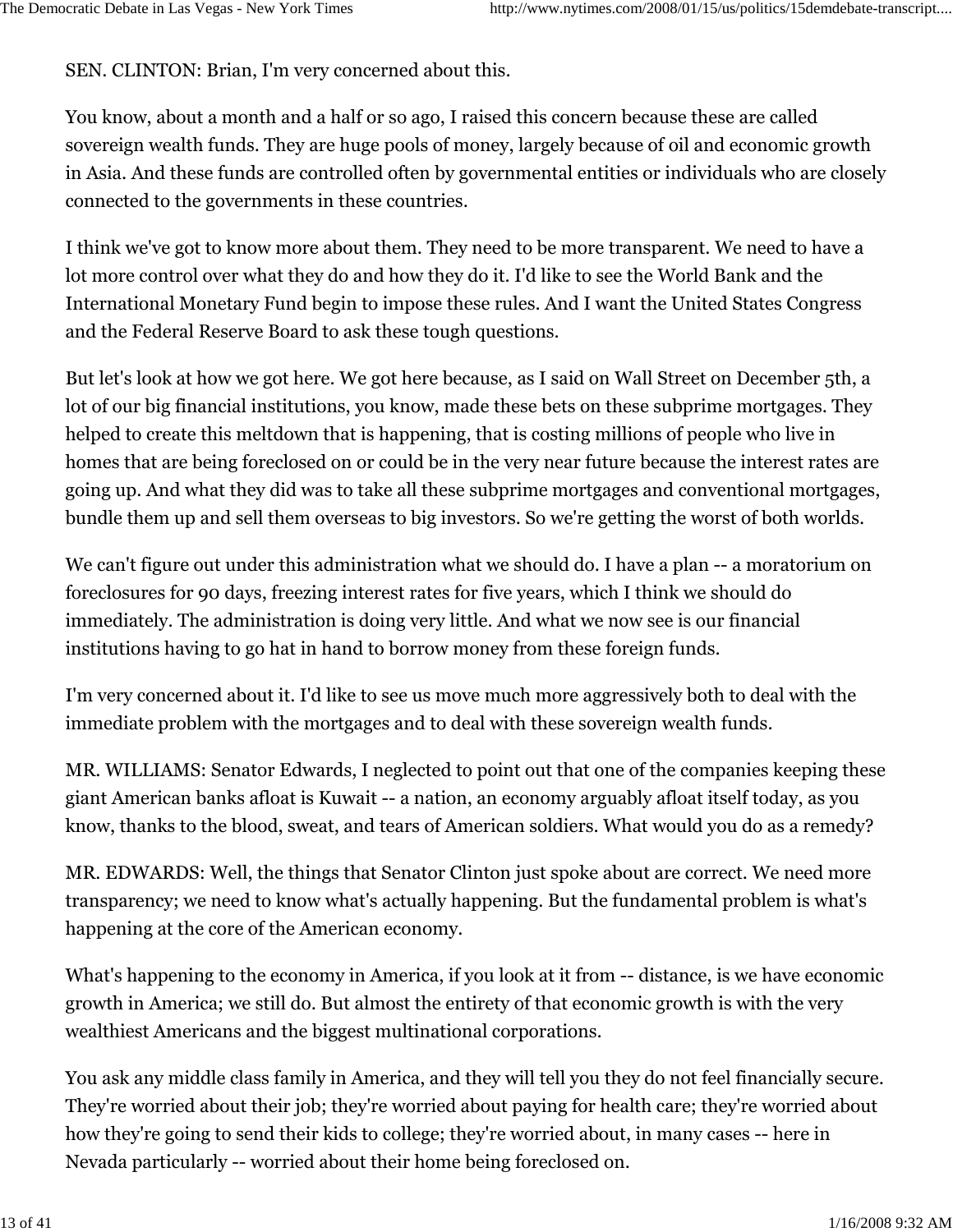SEN. CLINTON: Brian, I'm very concerned about this.

You know, about a month and a half or so ago, I raised this concern because these are called sovereign wealth funds. They are huge pools of money, largely because of oil and economic growth in Asia. And these funds are controlled often by governmental entities or individuals who are closely connected to the governments in these countries.

I think we've got to know more about them. They need to be more transparent. We need to have a lot more control over what they do and how they do it. I'd like to see the World Bank and the International Monetary Fund begin to impose these rules. And I want the United States Congress and the Federal Reserve Board to ask these tough questions.

But let's look at how we got here. We got here because, as I said on Wall Street on December 5th, a lot of our big financial institutions, you know, made these bets on these subprime mortgages. They helped to create this meltdown that is happening, that is costing millions of people who live in homes that are being foreclosed on or could be in the very near future because the interest rates are going up. And what they did was to take all these subprime mortgages and conventional mortgages, bundle them up and sell them overseas to big investors. So we're getting the worst of both worlds.

We can't figure out under this administration what we should do. I have a plan -- a moratorium on foreclosures for 90 days, freezing interest rates for five years, which I think we should do immediately. The administration is doing very little. And what we now see is our financial institutions having to go hat in hand to borrow money from these foreign funds.

I'm very concerned about it. I'd like to see us move much more aggressively both to deal with the immediate problem with the mortgages and to deal with these sovereign wealth funds.

MR. WILLIAMS: Senator Edwards, I neglected to point out that one of the companies keeping these giant American banks afloat is Kuwait -- a nation, an economy arguably afloat itself today, as you know, thanks to the blood, sweat, and tears of American soldiers. What would you do as a remedy?

MR. EDWARDS: Well, the things that Senator Clinton just spoke about are correct. We need more transparency; we need to know what's actually happening. But the fundamental problem is what's happening at the core of the American economy.

What's happening to the economy in America, if you look at it from -- distance, is we have economic growth in America; we still do. But almost the entirety of that economic growth is with the very wealthiest Americans and the biggest multinational corporations.

You ask any middle class family in America, and they will tell you they do not feel financially secure. They're worried about their job; they're worried about paying for health care; they're worried about how they're going to send their kids to college; they're worried about, in many cases -- here in Nevada particularly -- worried about their home being foreclosed on.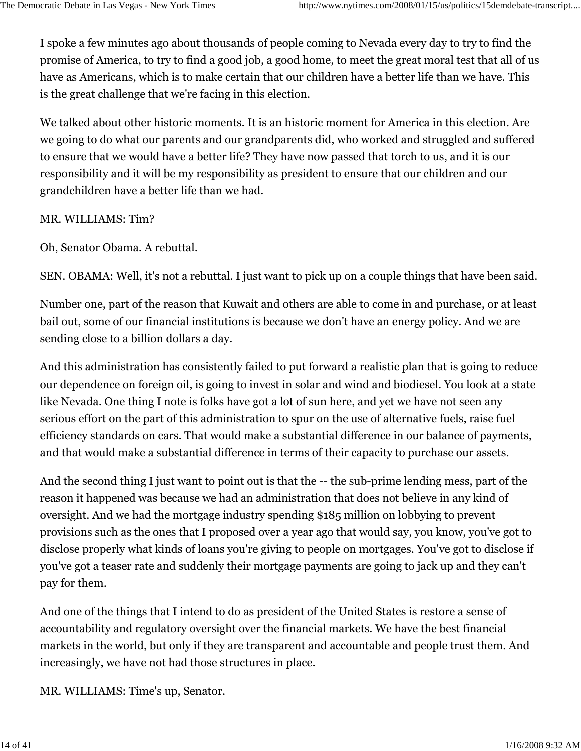I spoke a few minutes ago about thousands of people coming to Nevada every day to try to find the promise of America, to try to find a good job, a good home, to meet the great moral test that all of us have as Americans, which is to make certain that our children have a better life than we have. This is the great challenge that we're facing in this election.

We talked about other historic moments. It is an historic moment for America in this election. Are we going to do what our parents and our grandparents did, who worked and struggled and suffered to ensure that we would have a better life? They have now passed that torch to us, and it is our responsibility and it will be my responsibility as president to ensure that our children and our grandchildren have a better life than we had.

MR. WILLIAMS: Tim?

Oh, Senator Obama. A rebuttal.

SEN. OBAMA: Well, it's not a rebuttal. I just want to pick up on a couple things that have been said.

Number one, part of the reason that Kuwait and others are able to come in and purchase, or at least bail out, some of our financial institutions is because we don't have an energy policy. And we are sending close to a billion dollars a day.

And this administration has consistently failed to put forward a realistic plan that is going to reduce our dependence on foreign oil, is going to invest in solar and wind and biodiesel. You look at a state like Nevada. One thing I note is folks have got a lot of sun here, and yet we have not seen any serious effort on the part of this administration to spur on the use of alternative fuels, raise fuel efficiency standards on cars. That would make a substantial difference in our balance of payments, and that would make a substantial difference in terms of their capacity to purchase our assets.

And the second thing I just want to point out is that the -- the sub-prime lending mess, part of the reason it happened was because we had an administration that does not believe in any kind of oversight. And we had the mortgage industry spending $185 million on lobbying to prevent provisions such as the ones that I proposed over a year ago that would say, you know, you've got to disclose properly what kinds of loans you're giving to people on mortgages. You've got to disclose if you've got a teaser rate and suddenly their mortgage payments are going to jack up and they can't pay for them.

And one of the things that I intend to do as president of the United States is restore a sense of accountability and regulatory oversight over the financial markets. We have the best financial markets in the world, but only if they are transparent and accountable and people trust them. And increasingly, we have not had those structures in place.

MR. WILLIAMS: Time's up, Senator.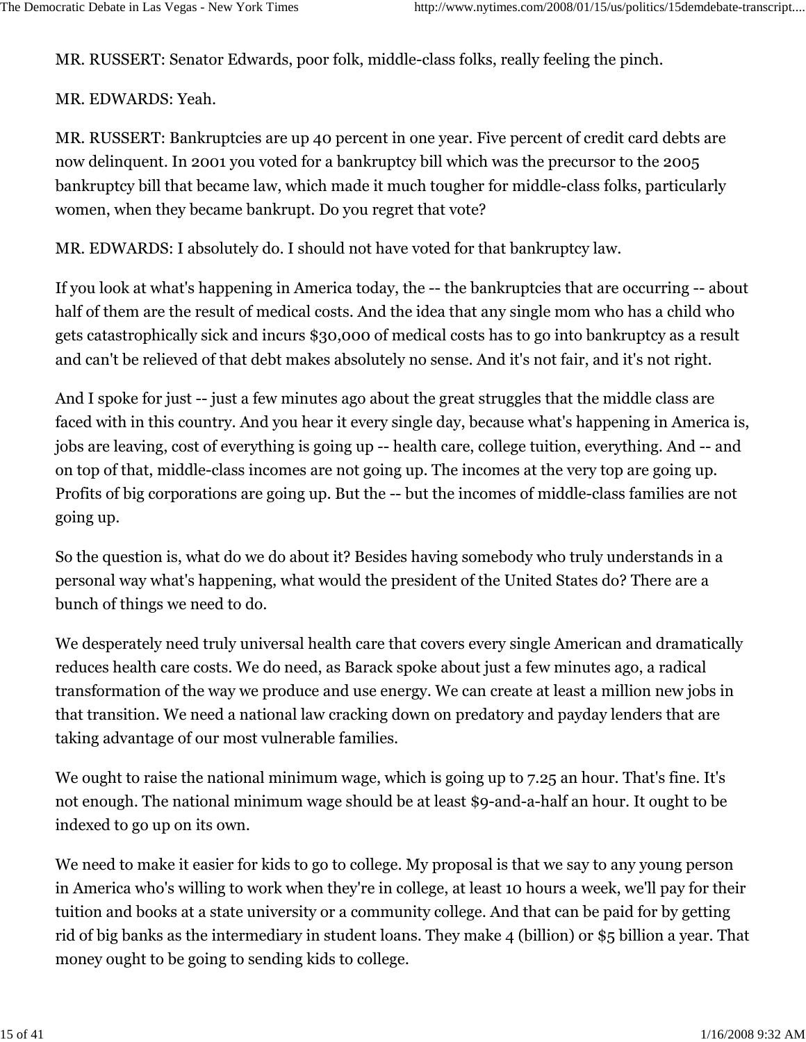MR. RUSSERT: Senator Edwards, poor folk, middle-class folks, really feeling the pinch.

MR. EDWARDS: Yeah.

MR. RUSSERT: Bankruptcies are up 40 percent in one year. Five percent of credit card debts are now delinquent. In 2001 you voted for a bankruptcy bill which was the precursor to the 2005 bankruptcy bill that became law, which made it much tougher for middle-class folks, particularly women, when they became bankrupt. Do you regret that vote?

MR. EDWARDS: I absolutely do. I should not have voted for that bankruptcy law.

If you look at what's happening in America today, the -- the bankruptcies that are occurring -- about half of them are the result of medical costs. And the idea that any single mom who has a child who gets catastrophically sick and incurs $30,000 of medical costs has to go into bankruptcy as a result and can't be relieved of that debt makes absolutely no sense. And it's not fair, and it's not right.

And I spoke for just -- just a few minutes ago about the great struggles that the middle class are faced with in this country. And you hear it every single day, because what's happening in America is, jobs are leaving, cost of everything is going up -- health care, college tuition, everything. And -- and on top of that, middle-class incomes are not going up. The incomes at the very top are going up. Profits of big corporations are going up. But the -- but the incomes of middle-class families are not going up.

So the question is, what do we do about it? Besides having somebody who truly understands in a personal way what's happening, what would the president of the United States do? There are a bunch of things we need to do.

We desperately need truly universal health care that covers every single American and dramatically reduces health care costs. We do need, as Barack spoke about just a few minutes ago, a radical transformation of the way we produce and use energy. We can create at least a million new jobs in that transition. We need a national law cracking down on predatory and payday lenders that are taking advantage of our most vulnerable families.

We ought to raise the national minimum wage, which is going up to 7.25 an hour. That's fine. It's not enough. The national minimum wage should be at least $9-and-a-half an hour. It ought to be indexed to go up on its own.

We need to make it easier for kids to go to college. My proposal is that we say to any young person in America who's willing to work when they're in college, at least 10 hours a week, we'll pay for their tuition and books at a state university or a community college. And that can be paid for by getting rid of big banks as the intermediary in student loans. They make 4 (billion) or $5 billion a year. That money ought to be going to sending kids to college.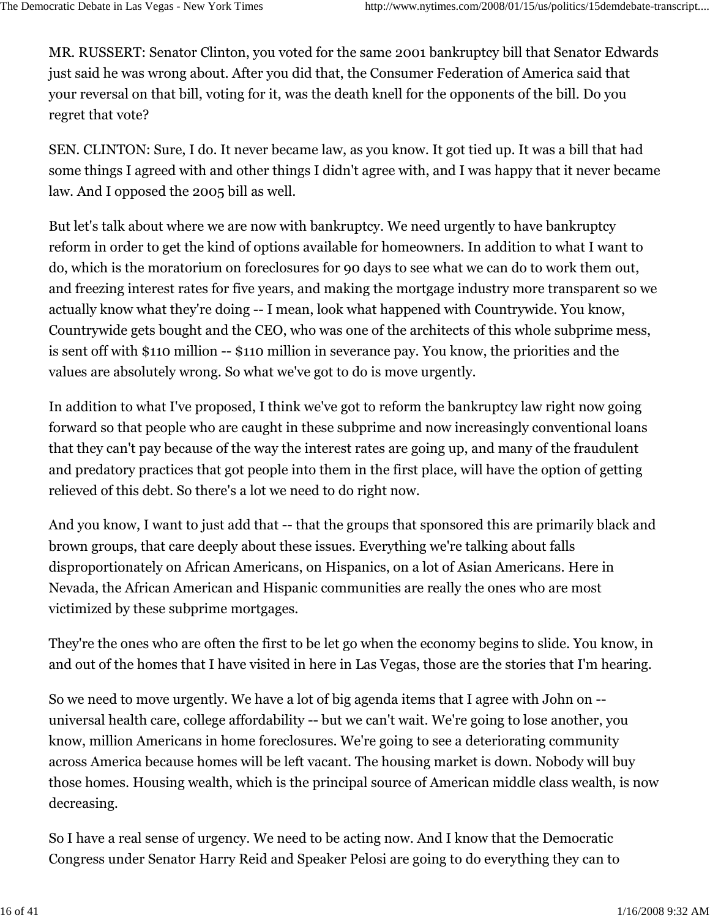MR. RUSSERT: Senator Clinton, you voted for the same 2001 bankruptcy bill that Senator Edwards just said he was wrong about. After you did that, the Consumer Federation of America said that your reversal on that bill, voting for it, was the death knell for the opponents of the bill. Do you regret that vote?

SEN. CLINTON: Sure, I do. It never became law, as you know. It got tied up. It was a bill that had some things I agreed with and other things I didn't agree with, and I was happy that it never became law. And I opposed the 2005 bill as well.

But let's talk about where we are now with bankruptcy. We need urgently to have bankruptcy reform in order to get the kind of options available for homeowners. In addition to what I want to do, which is the moratorium on foreclosures for 90 days to see what we can do to work them out, and freezing interest rates for five years, and making the mortgage industry more transparent so we actually know what they're doing -- I mean, look what happened with Countrywide. You know, Countrywide gets bought and the CEO, who was one of the architects of this whole subprime mess, is sent off with $110 million -- $110 million in severance pay. You know, the priorities and the values are absolutely wrong. So what we've got to do is move urgently.

In addition to what I've proposed, I think we've got to reform the bankruptcy law right now going forward so that people who are caught in these subprime and now increasingly conventional loans that they can't pay because of the way the interest rates are going up, and many of the fraudulent and predatory practices that got people into them in the first place, will have the option of getting relieved of this debt. So there's a lot we need to do right now.

And you know, I want to just add that -- that the groups that sponsored this are primarily black and brown groups, that care deeply about these issues. Everything we're talking about falls disproportionately on African Americans, on Hispanics, on a lot of Asian Americans. Here in Nevada, the African American and Hispanic communities are really the ones who are most victimized by these subprime mortgages.

They're the ones who are often the first to be let go when the economy begins to slide. You know, in and out of the homes that I have visited in here in Las Vegas, those are the stories that I'm hearing.

So we need to move urgently. We have a lot of big agenda items that I agree with John on -- universal health care, college affordability -- but we can't wait. We're going to lose another, you know, million Americans in home foreclosures. We're going to see a deteriorating community across America because homes will be left vacant. The housing market is down. Nobody will buy those homes. Housing wealth, which is the principal source of American middle class wealth, is now decreasing.

So I have a real sense of urgency. We need to be acting now. And I know that the Democratic Congress under Senator Harry Reid and Speaker Pelosi are going to do everything they can to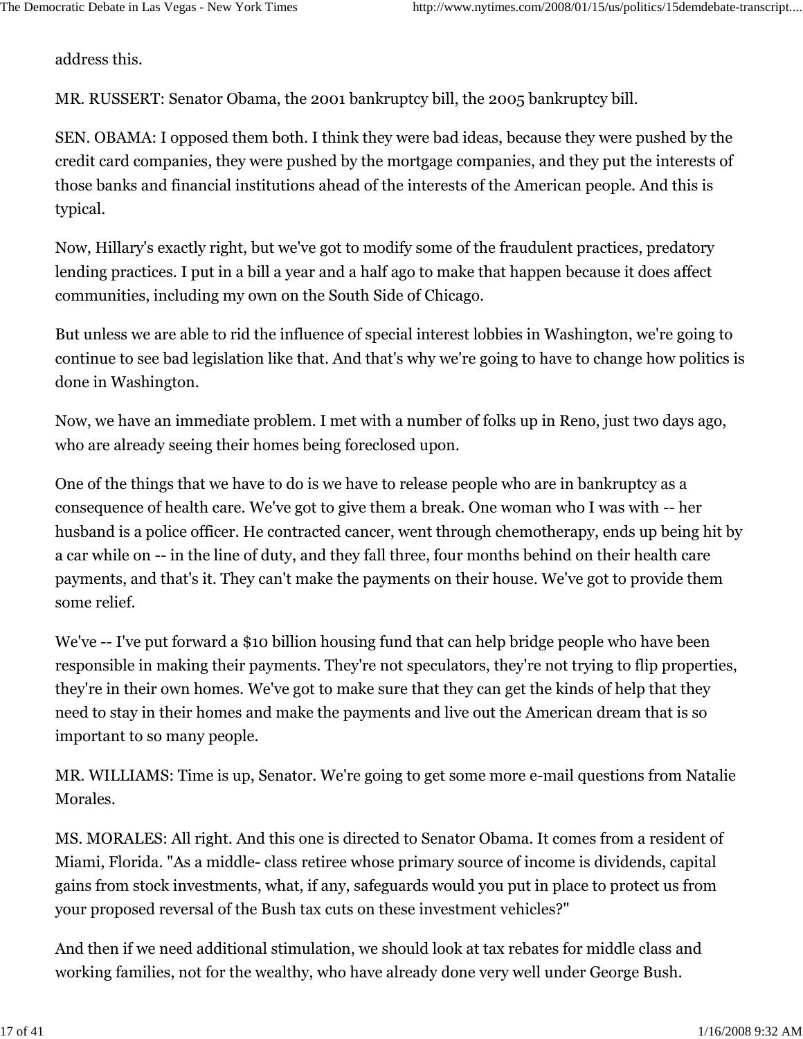address this.

MR. RUSSERT: Senator Obama, the 2001 bankruptcy bill, the 2005 bankruptcy bill.

SEN. OBAMA: I opposed them both. I think they were bad ideas, because they were pushed by the credit card companies, they were pushed by the mortgage companies, and they put the interests of those banks and financial institutions ahead of the interests of the American people. And this is typical.

Now, Hillary's exactly right, but we've got to modify some of the fraudulent practices, predatory lending practices. I put in a bill a year and a half ago to make that happen because it does affect communities, including my own on the South Side of Chicago.

But unless we are able to rid the influence of special interest lobbies in Washington, we're going to continue to see bad legislation like that. And that's why we're going to have to change how politics is done in Washington.

Now, we have an immediate problem. I met with a number of folks up in Reno, just two days ago, who are already seeing their homes being foreclosed upon.

One of the things that we have to do is we have to release people who are in bankruptcy as a consequence of health care. We've got to give them a break. One woman who I was with -- her husband is a police officer. He contracted cancer, went through chemotherapy, ends up being hit by a car while on -- in the line of duty, and they fall three, four months behind on their health care payments, and that's it. They can't make the payments on their house. We've got to provide them some relief.

We've -- I've put forward a $10 billion housing fund that can help bridge people who have been responsible in making their payments. They're not speculators, they're not trying to flip properties, they're in their own homes. We've got to make sure that they can get the kinds of help that they need to stay in their homes and make the payments and live out the American dream that is so important to so many people.

MR. WILLIAMS: Time is up, Senator. We're going to get some more e-mail questions from Natalie Morales.

MS. MORALES: All right. And this one is directed to Senator Obama. It comes from a resident of Miami, Florida. "As a middle- class retiree whose primary source of income is dividends, capital gains from stock investments, what, if any, safeguards would you put in place to protect us from your proposed reversal of the Bush tax cuts on these investment vehicles?"

And then if we need additional stimulation, we should look at tax rebates for middle class and working families, not for the wealthy, who have already done very well under George Bush.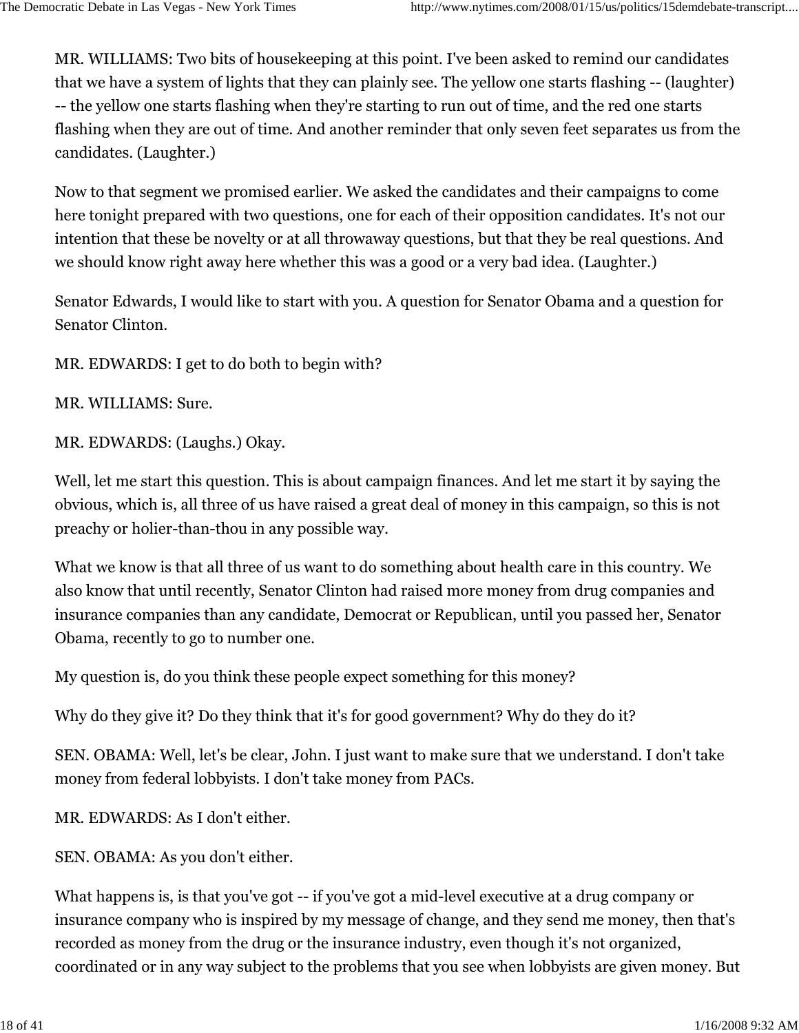MR. WILLIAMS: Two bits of housekeeping at this point. I've been asked to remind our candidates that we have a system of lights that they can plainly see. The yellow one starts flashing -- (laughter) -- the yellow one starts flashing when they're starting to run out of time, and the red one starts flashing when they are out of time. And another reminder that only seven feet separates us from the candidates. (Laughter.)

Now to that segment we promised earlier. We asked the candidates and their campaigns to come here tonight prepared with two questions, one for each of their opposition candidates. It's not our intention that these be novelty or at all throwaway questions, but that they be real questions. And we should know right away here whether this was a good or a very bad idea. (Laughter.)

Senator Edwards, I would like to start with you. A question for Senator Obama and a question for Senator Clinton.

MR. EDWARDS: I get to do both to begin with?

MR. WILLIAMS: Sure.

MR. EDWARDS: (Laughs.) Okay.

Well, let me start this question. This is about campaign finances. And let me start it by saying the obvious, which is, all three of us have raised a great deal of money in this campaign, so this is not preachy or holier-than-thou in any possible way.

What we know is that all three of us want to do something about health care in this country. We also know that until recently, Senator Clinton had raised more money from drug companies and insurance companies than any candidate, Democrat or Republican, until you passed her, Senator Obama, recently to go to number one.

My question is, do you think these people expect something for this money?

Why do they give it? Do they think that it's for good government? Why do they do it?

SEN. OBAMA: Well, let's be clear, John. I just want to make sure that we understand. I don't take money from federal lobbyists. I don't take money from PACs.

MR. EDWARDS: As I don't either.

SEN. OBAMA: As you don't either.

What happens is, is that you've got -- if you've got a mid-level executive at a drug company or insurance company who is inspired by my message of change, and they send me money, then that's recorded as money from the drug or the insurance industry, even though it's not organized, coordinated or in any way subject to the problems that you see when lobbyists are given money. But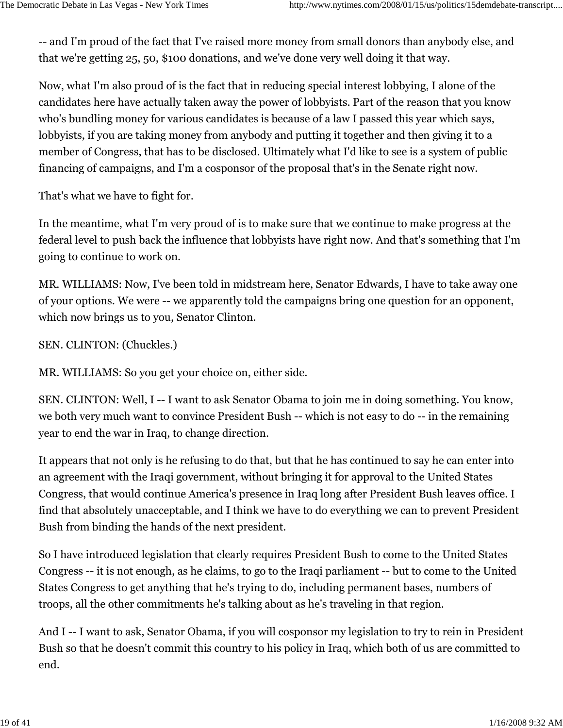-- and I'm proud of the fact that I've raised more money from small donors than anybody else, and that we're getting 25, 50, $100 donations, and we've done very well doing it that way.

Now, what I'm also proud of is the fact that in reducing special interest lobbying, I alone of the candidates here have actually taken away the power of lobbyists. Part of the reason that you know who's bundling money for various candidates is because of a law I passed this year which says, lobbyists, if you are taking money from anybody and putting it together and then giving it to a member of Congress, that has to be disclosed. Ultimately what I'd like to see is a system of public financing of campaigns, and I'm a cosponsor of the proposal that's in the Senate right now.

That's what we have to fight for.

In the meantime, what I'm very proud of is to make sure that we continue to make progress at the federal level to push back the influence that lobbyists have right now. And that's something that I'm going to continue to work on.

MR. WILLIAMS: Now, I've been told in midstream here, Senator Edwards, I have to take away one of your options. We were -- we apparently told the campaigns bring one question for an opponent, which now brings us to you, Senator Clinton.

SEN. CLINTON: (Chuckles.)

MR. WILLIAMS: So you get your choice on, either side.

SEN. CLINTON: Well, I -- I want to ask Senator Obama to join me in doing something. You know, we both very much want to convince President Bush -- which is not easy to do -- in the remaining year to end the war in Iraq, to change direction.

It appears that not only is he refusing to do that, but that he has continued to say he can enter into an agreement with the Iraqi government, without bringing it for approval to the United States Congress, that would continue America's presence in Iraq long after President Bush leaves office. I find that absolutely unacceptable, and I think we have to do everything we can to prevent President Bush from binding the hands of the next president.

So I have introduced legislation that clearly requires President Bush to come to the United States Congress -- it is not enough, as he claims, to go to the Iraqi parliament -- but to come to the United States Congress to get anything that he's trying to do, including permanent bases, numbers of troops, all the other commitments he's talking about as he's traveling in that region.

And I -- I want to ask, Senator Obama, if you will cosponsor my legislation to try to rein in President Bush so that he doesn't commit this country to his policy in Iraq, which both of us are committed to end.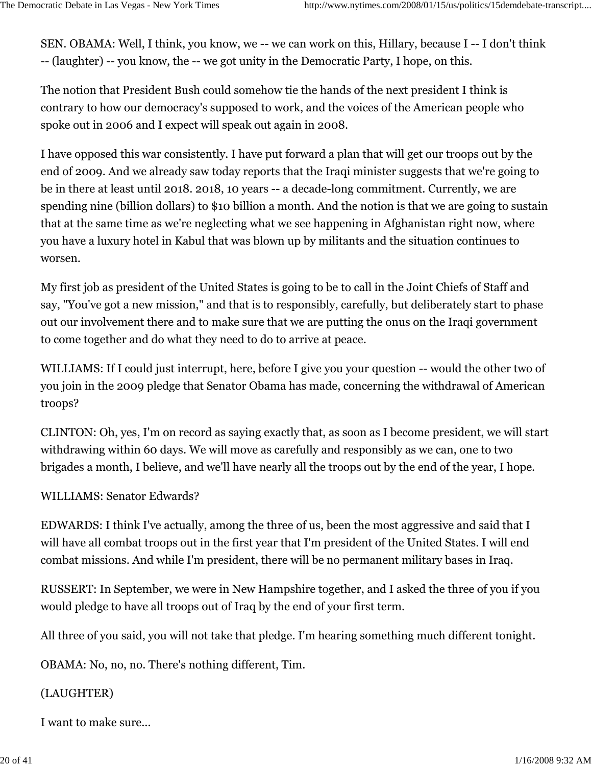SEN. OBAMA: Well, I think, you know, we -- we can work on this, Hillary, because I -- I don't think -- (laughter) -- you know, the -- we got unity in the Democratic Party, I hope, on this.

The notion that President Bush could somehow tie the hands of the next president I think is contrary to how our democracy's supposed to work, and the voices of the American people who spoke out in 2006 and I expect will speak out again in 2008.

I have opposed this war consistently. I have put forward a plan that will get our troops out by the end of 2009. And we already saw today reports that the Iraqi minister suggests that we're going to be in there at least until 2018. 2018, 10 years -- a decade-long commitment. Currently, we are spending nine (billion dollars) to $10 billion a month. And the notion is that we are going to sustain that at the same time as we're neglecting what we see happening in Afghanistan right now, where you have a luxury hotel in Kabul that was blown up by militants and the situation continues to worsen.

My first job as president of the United States is going to be to call in the Joint Chiefs of Staff and say, "You've got a new mission," and that is to responsibly, carefully, but deliberately start to phase out our involvement there and to make sure that we are putting the onus on the Iraqi government to come together and do what they need to do to arrive at peace.

WILLIAMS: If I could just interrupt, here, before I give you your question -- would the other two of you join in the 2009 pledge that Senator Obama has made, concerning the withdrawal of American troops?

CLINTON: Oh, yes, I'm on record as saying exactly that, as soon as I become president, we will start withdrawing within 60 days. We will move as carefully and responsibly as we can, one to two brigades a month, I believe, and we'll have nearly all the troops out by the end of the year, I hope.

WILLIAMS: Senator Edwards?

EDWARDS: I think I've actually, among the three of us, been the most aggressive and said that I will have all combat troops out in the first year that I'm president of the United States. I will end combat missions. And while I'm president, there will be no permanent military bases in Iraq.

RUSSERT: In September, we were in New Hampshire together, and I asked the three of you if you would pledge to have all troops out of Iraq by the end of your first term.

All three of you said, you will not take that pledge. I'm hearing something much different tonight.

OBAMA: No, no, no. There's nothing different, Tim.

(LAUGHTER)

I want to make sure...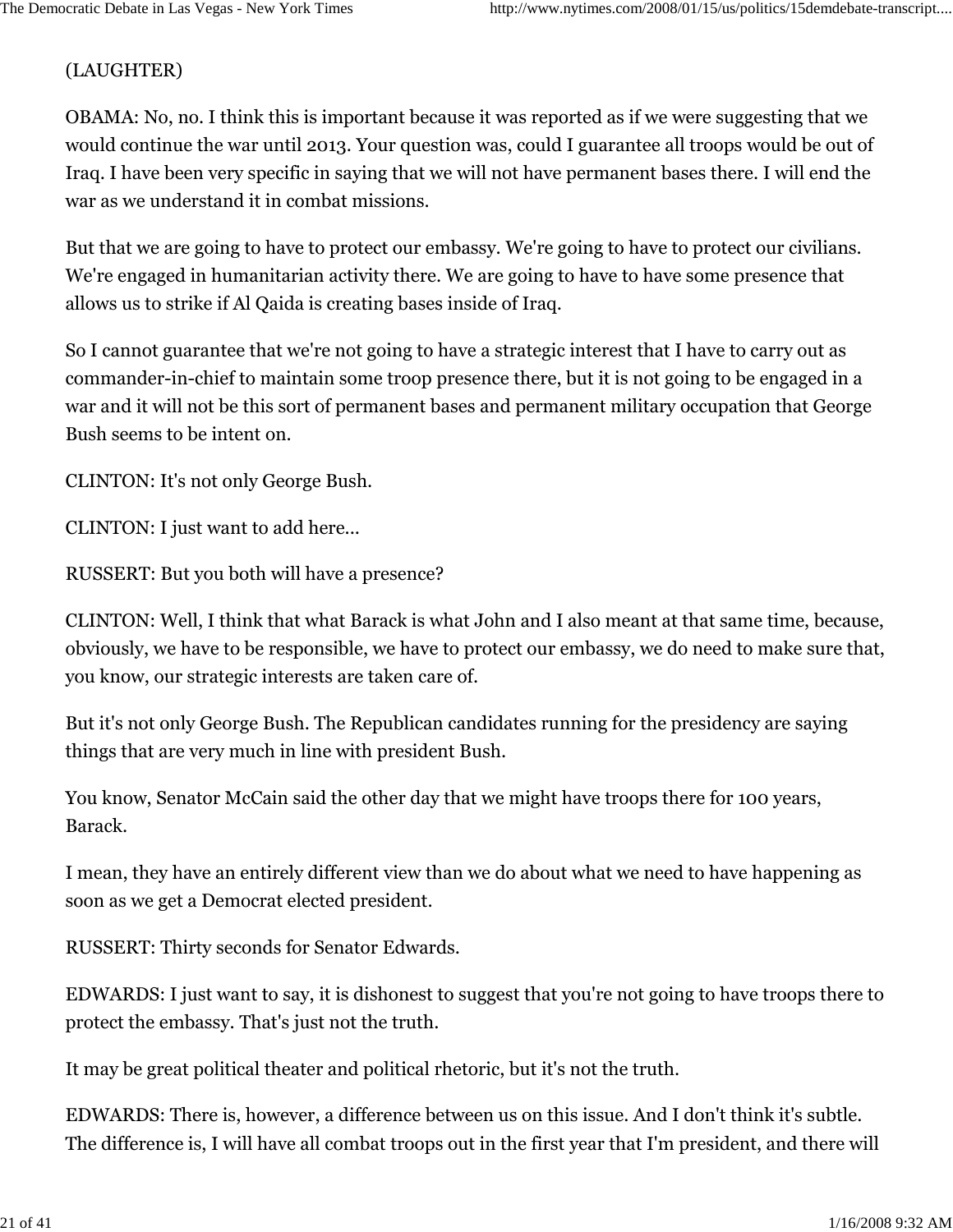(LAUGHTER)

OBAMA: No, no. I think this is important because it was reported as if we were suggesting that we would continue the war until 2013. Your question was, could I guarantee all troops would be out of Iraq. I have been very specific in saying that we will not have permanent bases there. I will end the war as we understand it in combat missions.

But that we are going to have to protect our embassy. We're going to have to protect our civilians. We're engaged in humanitarian activity there. We are going to have to have some presence that allows us to strike if Al Qaida is creating bases inside of Iraq.

So I cannot guarantee that we're not going to have a strategic interest that I have to carry out as commander-in-chief to maintain some troop presence there, but it is not going to be engaged in a war and it will not be this sort of permanent bases and permanent military occupation that George Bush seems to be intent on.

CLINTON: It's not only George Bush.

CLINTON: I just want to add here...

RUSSERT: But you both will have a presence?

CLINTON: Well, I think that what Barack is what John and I also meant at that same time, because, obviously, we have to be responsible, we have to protect our embassy, we do need to make sure that, you know, our strategic interests are taken care of.

But it's not only George Bush. The Republican candidates running for the presidency are saying things that are very much in line with president Bush.

You know, Senator McCain said the other day that we might have troops there for 100 years, Barack.

I mean, they have an entirely different view than we do about what we need to have happening as soon as we get a Democrat elected president.

RUSSERT: Thirty seconds for Senator Edwards.

EDWARDS: I just want to say, it is dishonest to suggest that you're not going to have troops there to protect the embassy. That's just not the truth.

It may be great political theater and political rhetoric, but it's not the truth.

EDWARDS: There is, however, a difference between us on this issue. And I don't think it's subtle. The difference is, I will have all combat troops out in the first year that I'm president, and there will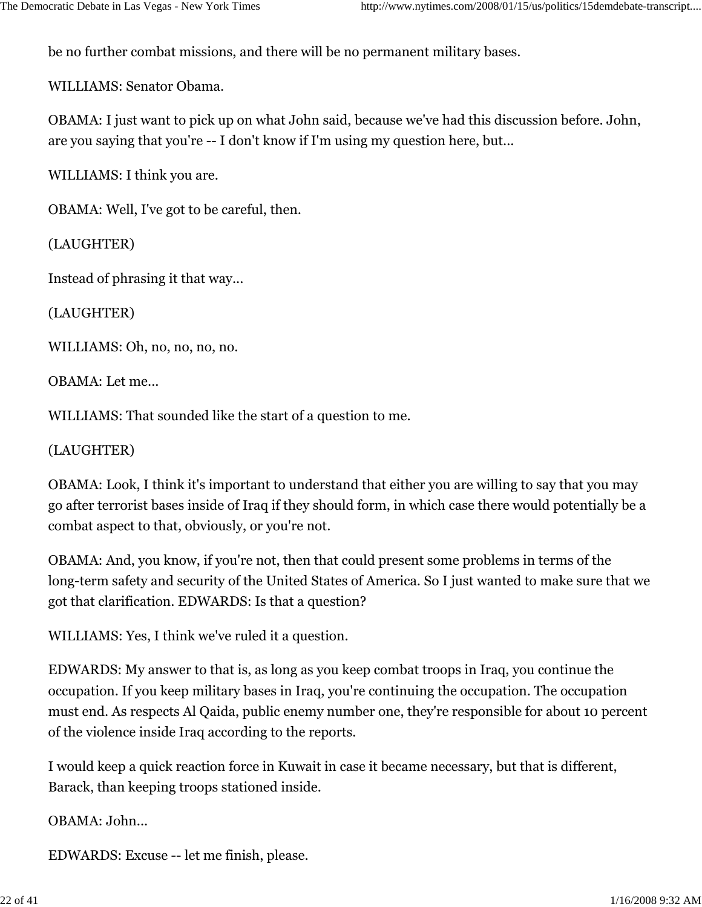be no further combat missions, and there will be no permanent military bases.

WILLIAMS: Senator Obama.

OBAMA: I just want to pick up on what John said, because we've had this discussion before. John, are you saying that you're -- I don't know if I'm using my question here, but...

WILLIAMS: I think you are.

OBAMA: Well, I've got to be careful, then.

(LAUGHTER)

Instead of phrasing it that way...

(LAUGHTER)

WILLIAMS: Oh, no, no, no, no.

OBAMA: Let me...

WILLIAMS: That sounded like the start of a question to me.

(LAUGHTER)

OBAMA: Look, I think it's important to understand that either you are willing to say that you may go after terrorist bases inside of Iraq if they should form, in which case there would potentially be a combat aspect to that, obviously, or you're not.

OBAMA: And, you know, if you're not, then that could present some problems in terms of the long-term safety and security of the United States of America. So I just wanted to make sure that we got that clarification. EDWARDS: Is that a question?

WILLIAMS: Yes, I think we've ruled it a question.

EDWARDS: My answer to that is, as long as you keep combat troops in Iraq, you continue the occupation. If you keep military bases in Iraq, you're continuing the occupation. The occupation must end. As respects Al Qaida, public enemy number one, they're responsible for about 10 percent of the violence inside Iraq according to the reports.

I would keep a quick reaction force in Kuwait in case it became necessary, but that is different, Barack, than keeping troops stationed inside.

OBAMA: John...

EDWARDS: Excuse -- let me finish, please.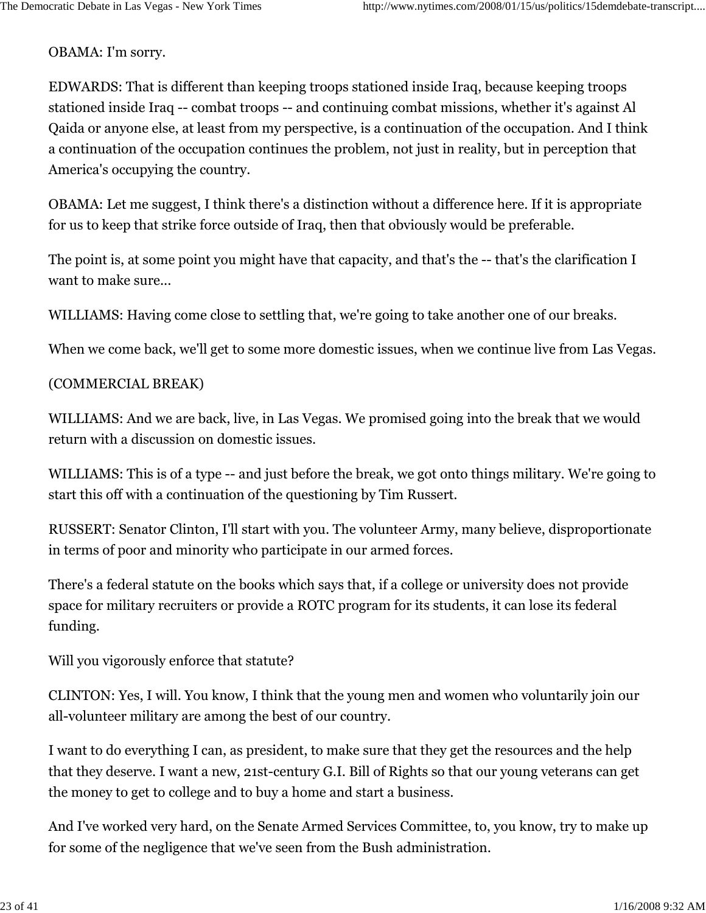OBAMA: I'm sorry.

EDWARDS: That is different than keeping troops stationed inside Iraq, because keeping troops stationed inside Iraq -- combat troops -- and continuing combat missions, whether it's against Al Qaida or anyone else, at least from my perspective, is a continuation of the occupation. And I think a continuation of the occupation continues the problem, not just in reality, but in perception that America's occupying the country.

OBAMA: Let me suggest, I think there's a distinction without a difference here. If it is appropriate for us to keep that strike force outside of Iraq, then that obviously would be preferable.

The point is, at some point you might have that capacity, and that's the -- that's the clarification I want to make sure...

WILLIAMS: Having come close to settling that, we're going to take another one of our breaks.

When we come back, we'll get to some more domestic issues, when we continue live from Las Vegas.

(COMMERCIAL BREAK)

WILLIAMS: And we are back, live, in Las Vegas. We promised going into the break that we would return with a discussion on domestic issues.

WILLIAMS: This is of a type -- and just before the break, we got onto things military. We're going to start this off with a continuation of the questioning by Tim Russert.

RUSSERT: Senator Clinton, I'll start with you. The volunteer Army, many believe, disproportionate in terms of poor and minority who participate in our armed forces.

There's a federal statute on the books which says that, if a college or university does not provide space for military recruiters or provide a ROTC program for its students, it can lose its federal funding.

Will you vigorously enforce that statute?

CLINTON: Yes, I will. You know, I think that the young men and women who voluntarily join our all-volunteer military are among the best of our country.

I want to do everything I can, as president, to make sure that they get the resources and the help that they deserve. I want a new, 21st-century G.I. Bill of Rights so that our young veterans can get the money to get to college and to buy a home and start a business.

And I've worked very hard, on the Senate Armed Services Committee, to, you know, try to make up for some of the negligence that we've seen from the Bush administration.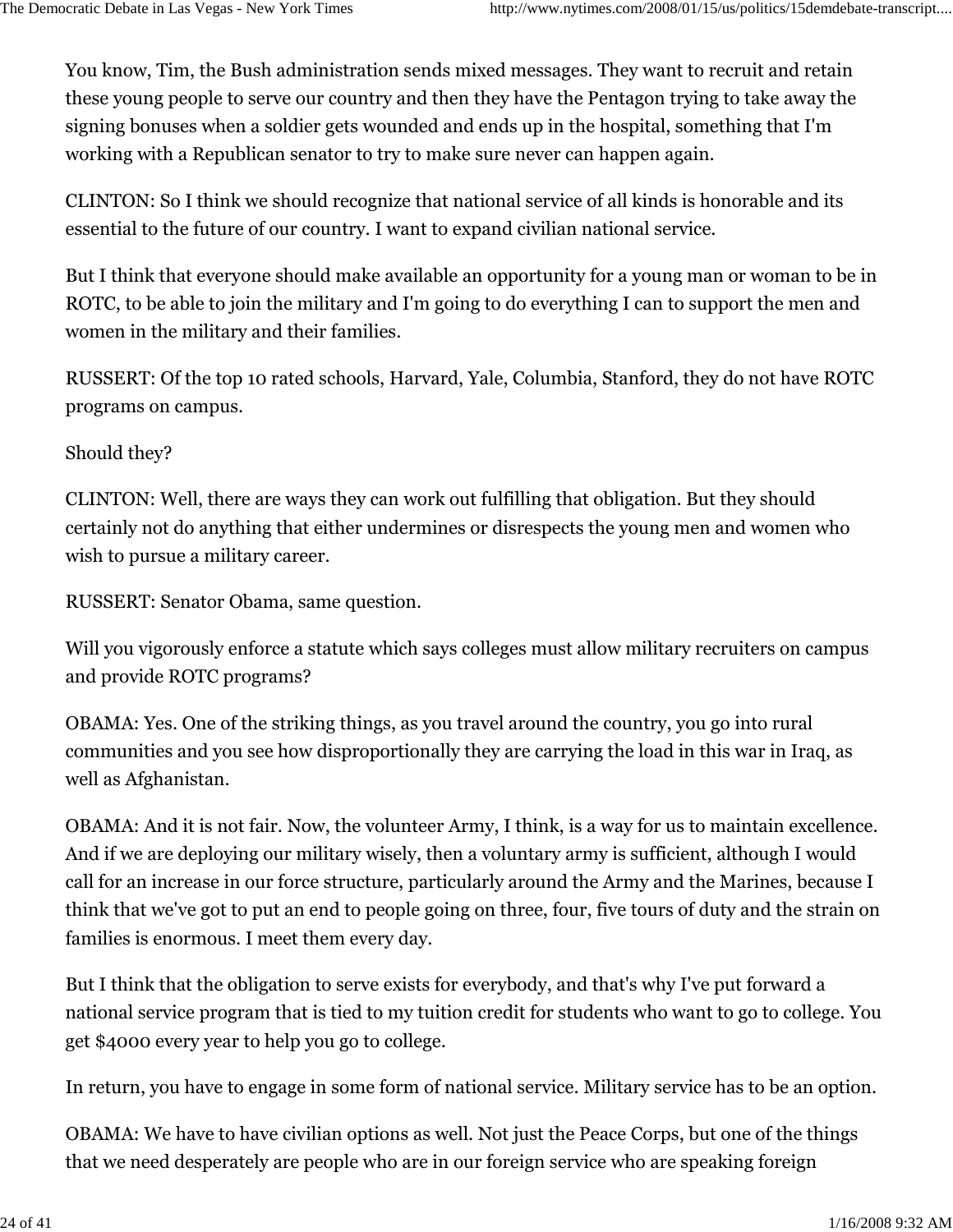You know, Tim, the Bush administration sends mixed messages. They want to recruit and retain these young people to serve our country and then they have the Pentagon trying to take away the signing bonuses when a soldier gets wounded and ends up in the hospital, something that I'm working with a Republican senator to try to make sure never can happen again.

CLINTON: So I think we should recognize that national service of all kinds is honorable and its essential to the future of our country. I want to expand civilian national service.

But I think that everyone should make available an opportunity for a young man or woman to be in ROTC, to be able to join the military and I'm going to do everything I can to support the men and women in the military and their families.

RUSSERT: Of the top 10 rated schools, Harvard, Yale, Columbia, Stanford, they do not have ROTC programs on campus.

Should they?

CLINTON: Well, there are ways they can work out fulfilling that obligation. But they should certainly not do anything that either undermines or disrespects the young men and women who wish to pursue a military career.

RUSSERT: Senator Obama, same question.

Will you vigorously enforce a statute which says colleges must allow military recruiters on campus and provide ROTC programs?

OBAMA: Yes. One of the striking things, as you travel around the country, you go into rural communities and you see how disproportionally they are carrying the load in this war in Iraq, as well as Afghanistan.

OBAMA: And it is not fair. Now, the volunteer Army, I think, is a way for us to maintain excellence. And if we are deploying our military wisely, then a voluntary army is sufficient, although I would call for an increase in our force structure, particularly around the Army and the Marines, because I think that we've got to put an end to people going on three, four, five tours of duty and the strain on families is enormous. I meet them every day.

But I think that the obligation to serve exists for everybody, and that's why I've put forward a national service program that is tied to my tuition credit for students who want to go to college. You get $4000 every year to help you go to college.

In return, you have to engage in some form of national service. Military service has to be an option.

OBAMA: We have to have civilian options as well. Not just the Peace Corps, but one of the things that we need desperately are people who are in our foreign service who are speaking foreign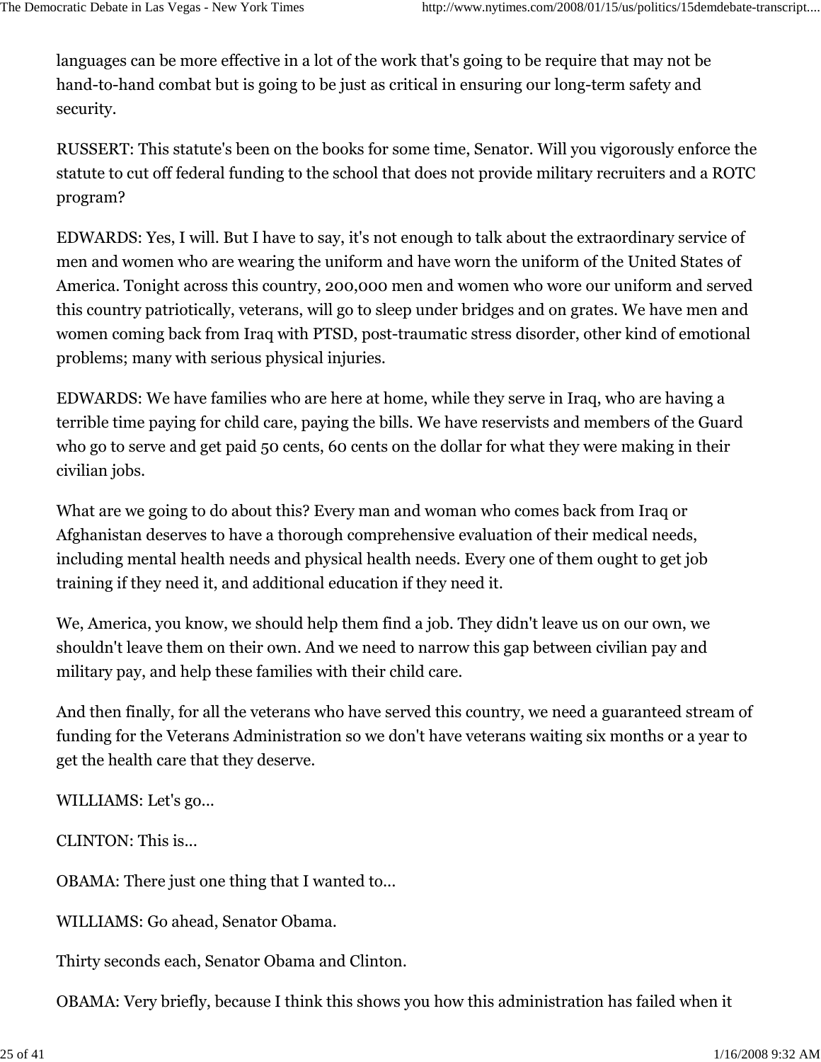languages can be more effective in a lot of the work that's going to be require that may not be hand-to-hand combat but is going to be just as critical in ensuring our long-term safety and security.

RUSSERT: This statute's been on the books for some time, Senator. Will you vigorously enforce the statute to cut off federal funding to the school that does not provide military recruiters and a ROTC program?

EDWARDS: Yes, I will. But I have to say, it's not enough to talk about the extraordinary service of men and women who are wearing the uniform and have worn the uniform of the United States of America. Tonight across this country, 200,000 men and women who wore our uniform and served this country patriotically, veterans, will go to sleep under bridges and on grates. We have men and women coming back from Iraq with PTSD, post-traumatic stress disorder, other kind of emotional problems; many with serious physical injuries.

EDWARDS: We have families who are here at home, while they serve in Iraq, who are having a terrible time paying for child care, paying the bills. We have reservists and members of the Guard who go to serve and get paid 50 cents, 60 cents on the dollar for what they were making in their civilian jobs.

What are we going to do about this? Every man and woman who comes back from Iraq or Afghanistan deserves to have a thorough comprehensive evaluation of their medical needs, including mental health needs and physical health needs. Every one of them ought to get job training if they need it, and additional education if they need it.

We, America, you know, we should help them find a job. They didn't leave us on our own, we shouldn't leave them on their own. And we need to narrow this gap between civilian pay and military pay, and help these families with their child care.

And then finally, for all the veterans who have served this country, we need a guaranteed stream of funding for the Veterans Administration so we don't have veterans waiting six months or a year to get the health care that they deserve.

WILLIAMS: Let's go...

CLINTON: This is...

OBAMA: There just one thing that I wanted to...

WILLIAMS: Go ahead, Senator Obama.

Thirty seconds each, Senator Obama and Clinton.

OBAMA: Very briefly, because I think this shows you how this administration has failed when it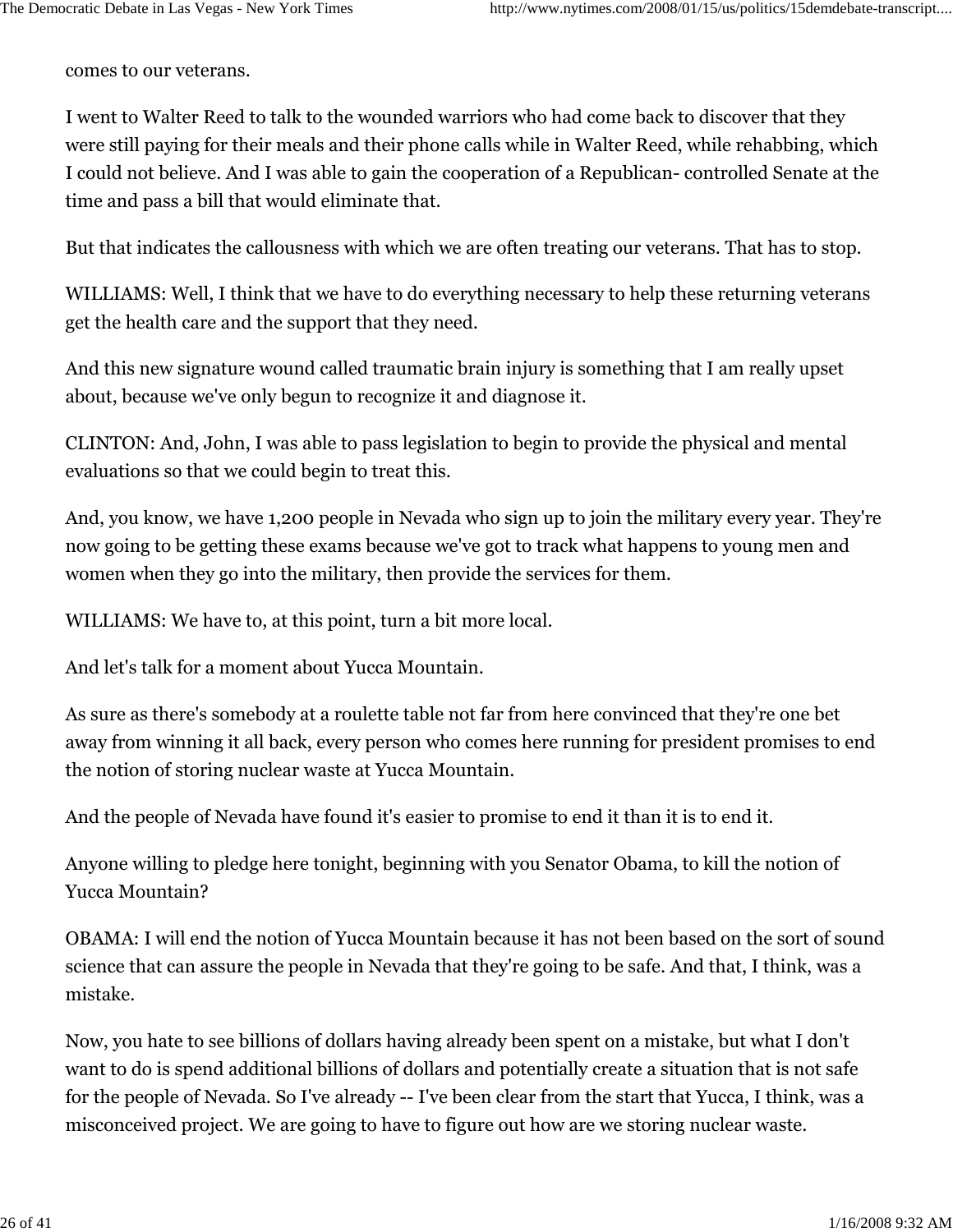comes to our veterans.

I went to Walter Reed to talk to the wounded warriors who had come back to discover that they were still paying for their meals and their phone calls while in Walter Reed, while rehabbing, which I could not believe. And I was able to gain the cooperation of a Republican- controlled Senate at the time and pass a bill that would eliminate that.

But that indicates the callousness with which we are often treating our veterans. That has to stop.

WILLIAMS: Well, I think that we have to do everything necessary to help these returning veterans get the health care and the support that they need.

And this new signature wound called traumatic brain injury is something that I am really upset about, because we've only begun to recognize it and diagnose it.

CLINTON: And, John, I was able to pass legislation to begin to provide the physical and mental evaluations so that we could begin to treat this.

And, you know, we have 1,200 people in Nevada who sign up to join the military every year. They're now going to be getting these exams because we've got to track what happens to young men and women when they go into the military, then provide the services for them.

WILLIAMS: We have to, at this point, turn a bit more local.

And let's talk for a moment about Yucca Mountain.

As sure as there's somebody at a roulette table not far from here convinced that they're one bet away from winning it all back, every person who comes here running for president promises to end the notion of storing nuclear waste at Yucca Mountain.

And the people of Nevada have found it's easier to promise to end it than it is to end it.

Anyone willing to pledge here tonight, beginning with you Senator Obama, to kill the notion of Yucca Mountain?

OBAMA: I will end the notion of Yucca Mountain because it has not been based on the sort of sound science that can assure the people in Nevada that they're going to be safe. And that, I think, was a mistake.

Now, you hate to see billions of dollars having already been spent on a mistake, but what I don't want to do is spend additional billions of dollars and potentially create a situation that is not safe for the people of Nevada. So I've already -- I've been clear from the start that Yucca, I think, was a misconceived project. We are going to have to figure out how are we storing nuclear waste.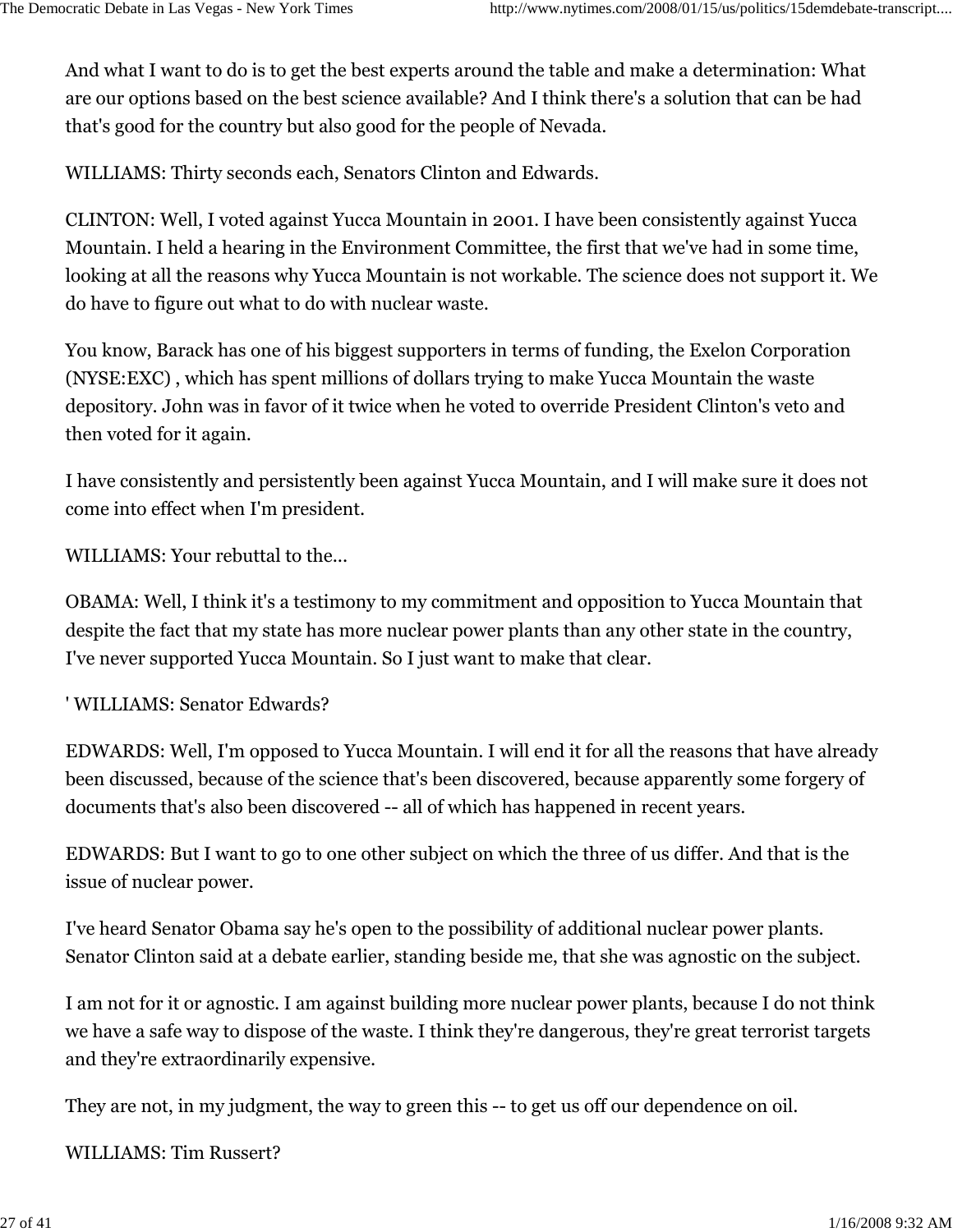And what I want to do is to get the best experts around the table and make a determination: What are our options based on the best science available? And I think there's a solution that can be had that's good for the country but also good for the people of Nevada.

WILLIAMS: Thirty seconds each, Senators Clinton and Edwards.

CLINTON: Well, I voted against Yucca Mountain in 2001. I have been consistently against Yucca Mountain. I held a hearing in the Environment Committee, the first that we've had in some time, looking at all the reasons why Yucca Mountain is not workable. The science does not support it. We do have to figure out what to do with nuclear waste.

You know, Barack has one of his biggest supporters in terms of funding, the Exelon Corporation (NYSE:EXC) , which has spent millions of dollars trying to make Yucca Mountain the waste depository. John was in favor of it twice when he voted to override President Clinton's veto and then voted for it again.

I have consistently and persistently been against Yucca Mountain, and I will make sure it does not come into effect when I'm president.

WILLIAMS: Your rebuttal to the...

OBAMA: Well, I think it's a testimony to my commitment and opposition to Yucca Mountain that despite the fact that my state has more nuclear power plants than any other state in the country, I've never supported Yucca Mountain. So I just want to make that clear.

' WILLIAMS: Senator Edwards?

EDWARDS: Well, I'm opposed to Yucca Mountain. I will end it for all the reasons that have already been discussed, because of the science that's been discovered, because apparently some forgery of documents that's also been discovered -- all of which has happened in recent years.

EDWARDS: But I want to go to one other subject on which the three of us differ. And that is the issue of nuclear power.

I've heard Senator Obama say he's open to the possibility of additional nuclear power plants. Senator Clinton said at a debate earlier, standing beside me, that she was agnostic on the subject.

I am not for it or agnostic. I am against building more nuclear power plants, because I do not think we have a safe way to dispose of the waste. I think they're dangerous, they're great terrorist targets and they're extraordinarily expensive.

They are not, in my judgment, the way to green this -- to get us off our dependence on oil.

WILLIAMS: Tim Russert?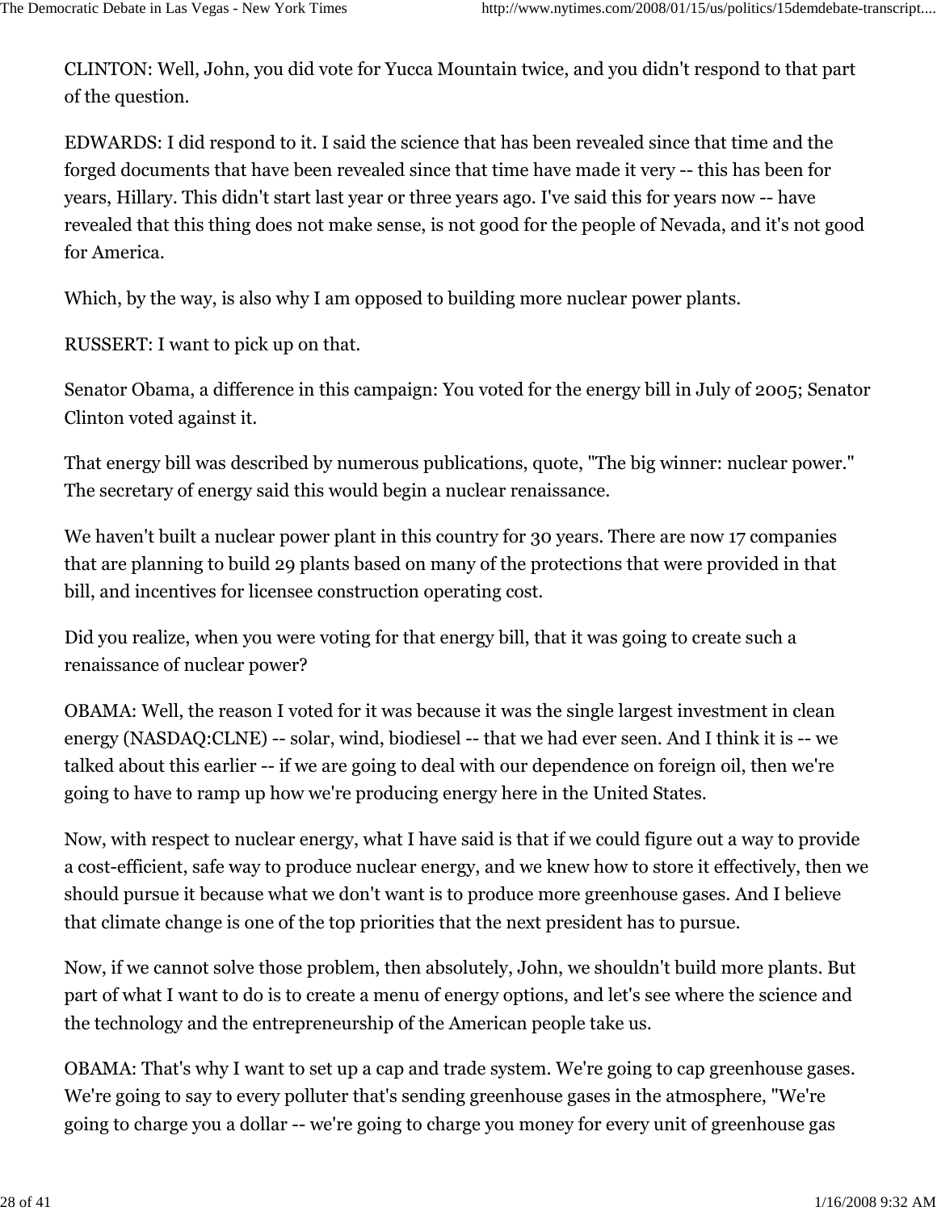CLINTON: Well, John, you did vote for Yucca Mountain twice, and you didn't respond to that part of the question.

EDWARDS: I did respond to it. I said the science that has been revealed since that time and the forged documents that have been revealed since that time have made it very -- this has been for years, Hillary. This didn't start last year or three years ago. I've said this for years now -- have revealed that this thing does not make sense, is not good for the people of Nevada, and it's not good for America.

Which, by the way, is also why I am opposed to building more nuclear power plants.

RUSSERT: I want to pick up on that.

Senator Obama, a difference in this campaign: You voted for the energy bill in July of 2005; Senator Clinton voted against it.

That energy bill was described by numerous publications, quote, "The big winner: nuclear power." The secretary of energy said this would begin a nuclear renaissance.

We haven't built a nuclear power plant in this country for 30 years. There are now 17 companies that are planning to build 29 plants based on many of the protections that were provided in that bill, and incentives for licensee construction operating cost.

Did you realize, when you were voting for that energy bill, that it was going to create such a renaissance of nuclear power?

OBAMA: Well, the reason I voted for it was because it was the single largest investment in clean energy (NASDAQ:CLNE) -- solar, wind, biodiesel -- that we had ever seen. And I think it is -- we talked about this earlier -- if we are going to deal with our dependence on foreign oil, then we're going to have to ramp up how we're producing energy here in the United States.

Now, with respect to nuclear energy, what I have said is that if we could figure out a way to provide a cost-efficient, safe way to produce nuclear energy, and we knew how to store it effectively, then we should pursue it because what we don't want is to produce more greenhouse gases. And I believe that climate change is one of the top priorities that the next president has to pursue.

Now, if we cannot solve those problem, then absolutely, John, we shouldn't build more plants. But part of what I want to do is to create a menu of energy options, and let's see where the science and the technology and the entrepreneurship of the American people take us.

OBAMA: That's why I want to set up a cap and trade system. We're going to cap greenhouse gases. We're going to say to every polluter that's sending greenhouse gases in the atmosphere, "We're going to charge you a dollar -- we're going to charge you money for every unit of greenhouse gas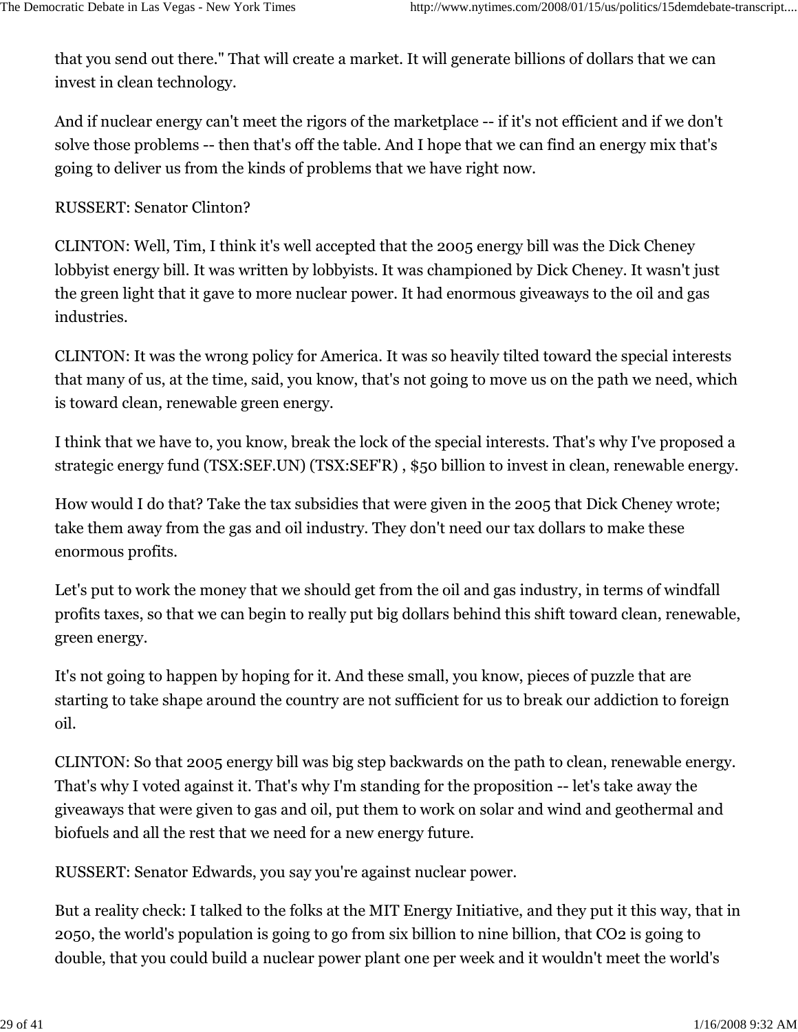that you send out there." That will create a market. It will generate billions of dollars that we can invest in clean technology.

And if nuclear energy can't meet the rigors of the marketplace -- if it's not efficient and if we don't solve those problems -- then that's off the table. And I hope that we can find an energy mix that's going to deliver us from the kinds of problems that we have right now.

RUSSERT: Senator Clinton?

CLINTON: Well, Tim, I think it's well accepted that the 2005 energy bill was the Dick Cheney lobbyist energy bill. It was written by lobbyists. It was championed by Dick Cheney. It wasn't just the green light that it gave to more nuclear power. It had enormous giveaways to the oil and gas industries.

CLINTON: It was the wrong policy for America. It was so heavily tilted toward the special interests that many of us, at the time, said, you know, that's not going to move us on the path we need, which is toward clean, renewable green energy.

I think that we have to, you know, break the lock of the special interests. That's why I've proposed a strategic energy fund (TSX:SEF.UN) (TSX:SEF'R) , $50 billion to invest in clean, renewable energy.

How would I do that? Take the tax subsidies that were given in the 2005 that Dick Cheney wrote; take them away from the gas and oil industry. They don't need our tax dollars to make these enormous profits.

Let's put to work the money that we should get from the oil and gas industry, in terms of windfall profits taxes, so that we can begin to really put big dollars behind this shift toward clean, renewable, green energy.

It's not going to happen by hoping for it. And these small, you know, pieces of puzzle that are starting to take shape around the country are not sufficient for us to break our addiction to foreign oil.

CLINTON: So that 2005 energy bill was big step backwards on the path to clean, renewable energy. That's why I voted against it. That's why I'm standing for the proposition -- let's take away the giveaways that were given to gas and oil, put them to work on solar and wind and geothermal and biofuels and all the rest that we need for a new energy future.

RUSSERT: Senator Edwards, you say you're against nuclear power.

But a reality check: I talked to the folks at the MIT Energy Initiative, and they put it this way, that in 2050, the world's population is going to go from six billion to nine billion, that $CO_2$ is going to double, that you could build a nuclear power plant one per week and it wouldn't meet the world's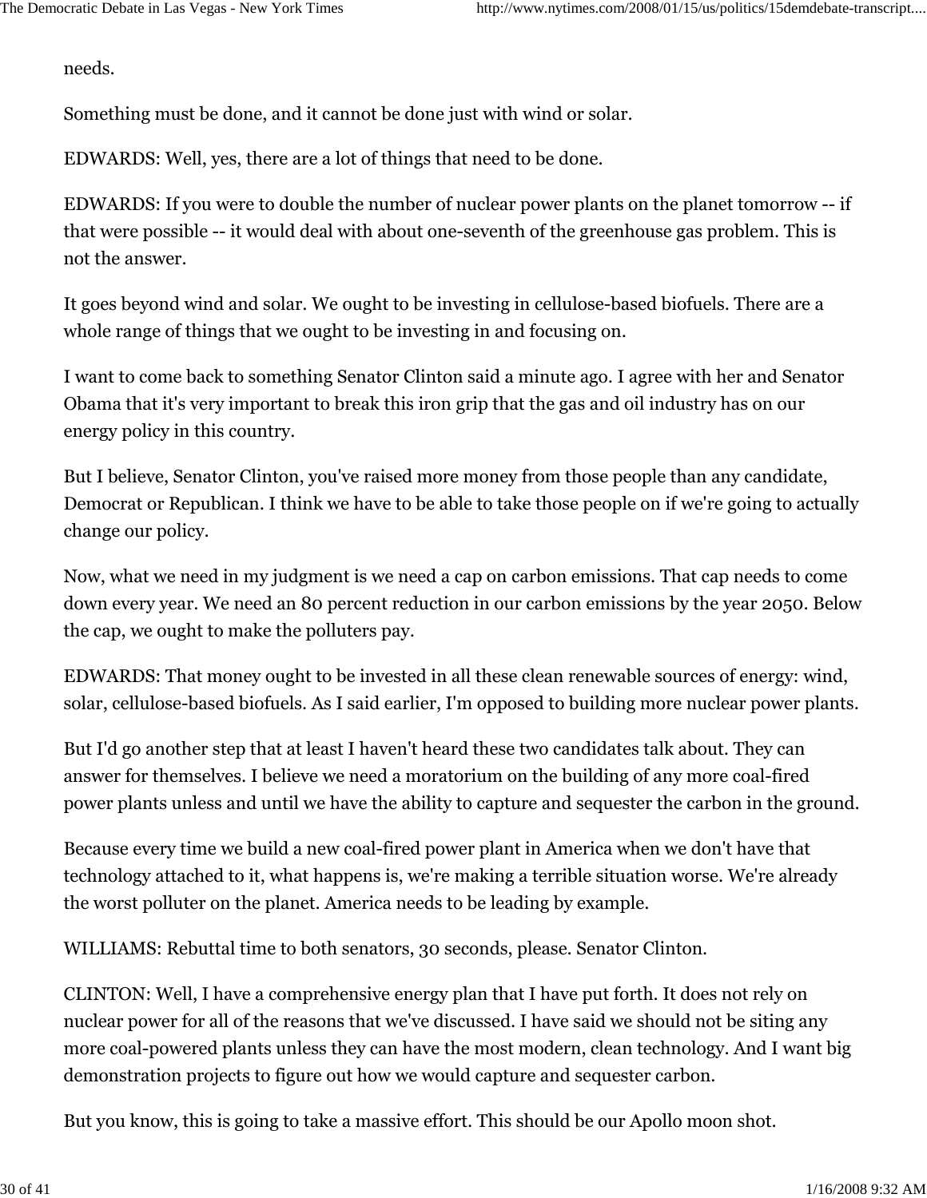needs.

Something must be done, and it cannot be done just with wind or solar.

EDWARDS: Well, yes, there are a lot of things that need to be done.

EDWARDS: If you were to double the number of nuclear power plants on the planet tomorrow -- if that were possible -- it would deal with about one-seventh of the greenhouse gas problem. This is not the answer.

It goes beyond wind and solar. We ought to be investing in cellulose-based biofuels. There are a whole range of things that we ought to be investing in and focusing on.

I want to come back to something Senator Clinton said a minute ago. I agree with her and Senator Obama that it's very important to break this iron grip that the gas and oil industry has on our energy policy in this country.

But I believe, Senator Clinton, you've raised more money from those people than any candidate, Democrat or Republican. I think we have to be able to take those people on if we're going to actually change our policy.

Now, what we need in my judgment is we need a cap on carbon emissions. That cap needs to come down every year. We need an 80 percent reduction in our carbon emissions by the year 2050. Below the cap, we ought to make the polluters pay.

EDWARDS: That money ought to be invested in all these clean renewable sources of energy: wind, solar, cellulose-based biofuels. As I said earlier, I'm opposed to building more nuclear power plants.

But I'd go another step that at least I haven't heard these two candidates talk about. They can answer for themselves. I believe we need a moratorium on the building of any more coal-fired power plants unless and until we have the ability to capture and sequester the carbon in the ground.

Because every time we build a new coal-fired power plant in America when we don't have that technology attached to it, what happens is, we're making a terrible situation worse. We're already the worst polluter on the planet. America needs to be leading by example.

WILLIAMS: Rebuttal time to both senators, 30 seconds, please. Senator Clinton.

CLINTON: Well, I have a comprehensive energy plan that I have put forth. It does not rely on nuclear power for all of the reasons that we've discussed. I have said we should not be siting any more coal-powered plants unless they can have the most modern, clean technology. And I want big demonstration projects to figure out how we would capture and sequester carbon.

But you know, this is going to take a massive effort. This should be our Apollo moon shot.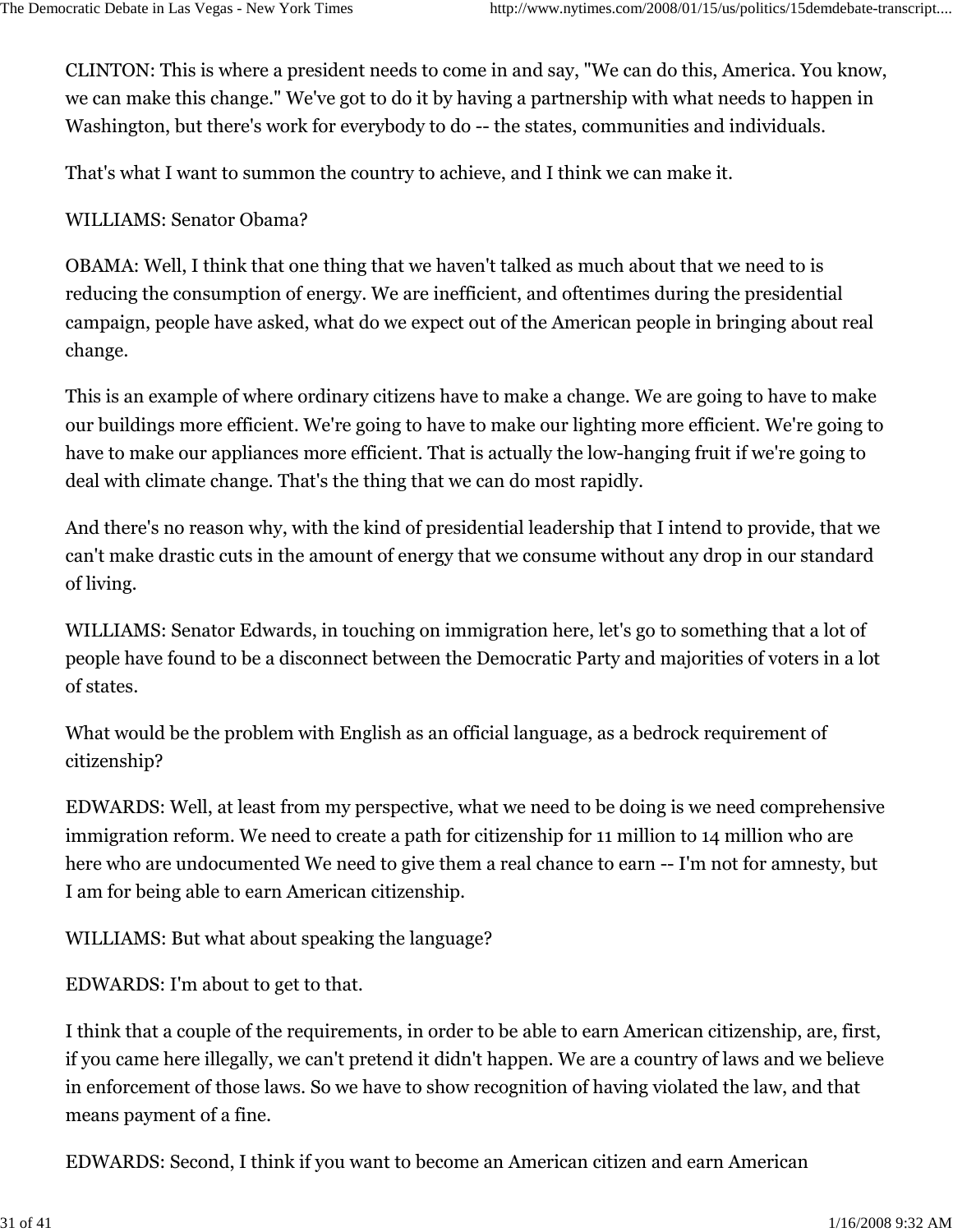CLINTON: This is where a president needs to come in and say, "We can do this, America. You know, we can make this change." We've got to do it by having a partnership with what needs to happen in Washington, but there's work for everybody to do -- the states, communities and individuals.

That's what I want to summon the country to achieve, and I think we can make it.

WILLIAMS: Senator Obama?

OBAMA: Well, I think that one thing that we haven't talked as much about that we need to is reducing the consumption of energy. We are inefficient, and oftentimes during the presidential campaign, people have asked, what do we expect out of the American people in bringing about real change.

This is an example of where ordinary citizens have to make a change. We are going to have to make our buildings more efficient. We're going to have to make our lighting more efficient. We're going to have to make our appliances more efficient. That is actually the low-hanging fruit if we're going to deal with climate change. That's the thing that we can do most rapidly.

And there's no reason why, with the kind of presidential leadership that I intend to provide, that we can't make drastic cuts in the amount of energy that we consume without any drop in our standard of living.

WILLIAMS: Senator Edwards, in touching on immigration here, let's go to something that a lot of people have found to be a disconnect between the Democratic Party and majorities of voters in a lot of states.

What would be the problem with English as an official language, as a bedrock requirement of citizenship?

EDWARDS: Well, at least from my perspective, what we need to be doing is we need comprehensive immigration reform. We need to create a path for citizenship for 11 million to 14 million who are here who are undocumented We need to give them a real chance to earn -- I'm not for amnesty, but I am for being able to earn American citizenship.

WILLIAMS: But what about speaking the language?

EDWARDS: I'm about to get to that.

I think that a couple of the requirements, in order to be able to earn American citizenship, are, first, if you came here illegally, we can't pretend it didn't happen. We are a country of laws and we believe in enforcement of those laws. So we have to show recognition of having violated the law, and that means payment of a fine.

EDWARDS: Second, I think if you want to become an American citizen and earn American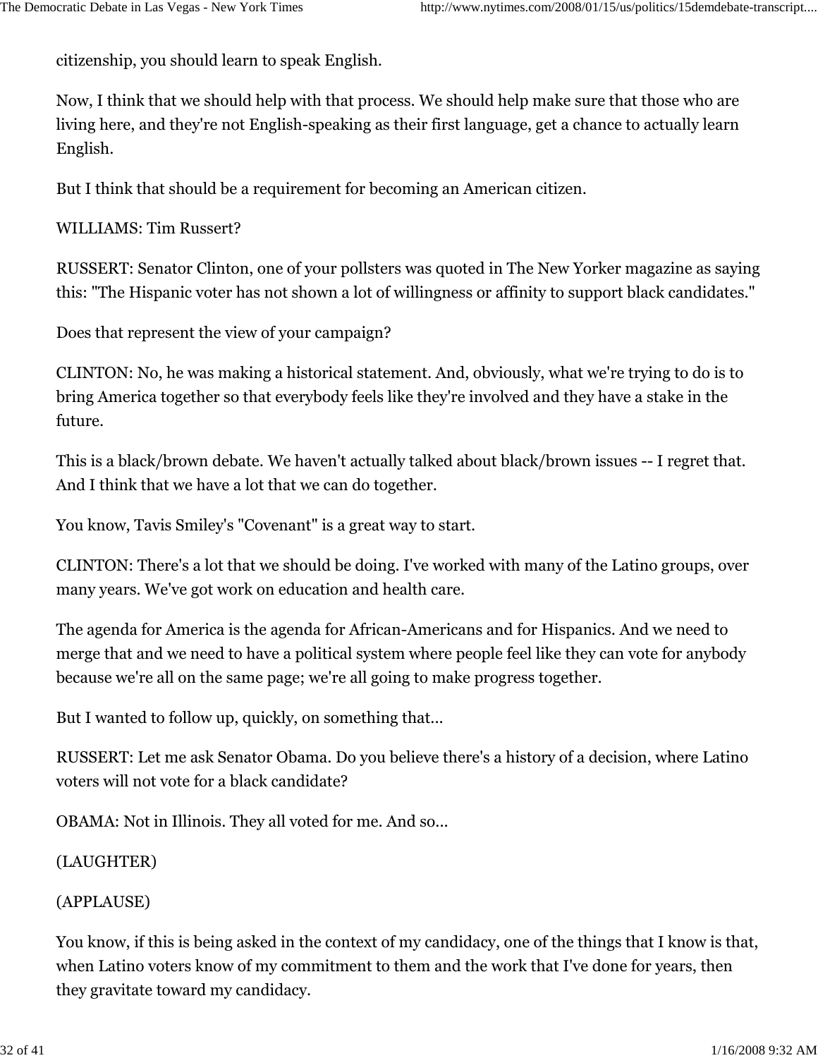citizenship, you should learn to speak English.

Now, I think that we should help with that process. We should help make sure that those who are living here, and they're not English-speaking as their first language, get a chance to actually learn English.

But I think that should be a requirement for becoming an American citizen.

WILLIAMS: Tim Russert?

RUSSERT: Senator Clinton, one of your pollsters was quoted in The New Yorker magazine as saying this: "The Hispanic voter has not shown a lot of willingness or affinity to support black candidates."

Does that represent the view of your campaign?

CLINTON: No, he was making a historical statement. And, obviously, what we're trying to do is to bring America together so that everybody feels like they're involved and they have a stake in the future.

This is a black/brown debate. We haven't actually talked about black/brown issues -- I regret that. And I think that we have a lot that we can do together.

You know, Tavis Smiley's "Covenant" is a great way to start.

CLINTON: There's a lot that we should be doing. I've worked with many of the Latino groups, over many years. We've got work on education and health care.

The agenda for America is the agenda for African-Americans and for Hispanics. And we need to merge that and we need to have a political system where people feel like they can vote for anybody because we're all on the same page; we're all going to make progress together.

But I wanted to follow up, quickly, on something that...

RUSSERT: Let me ask Senator Obama. Do you believe there's a history of a decision, where Latino voters will not vote for a black candidate?

OBAMA: Not in Illinois. They all voted for me. And so...

(LAUGHTER)

(APPLAUSE)

You know, if this is being asked in the context of my candidacy, one of the things that I know is that, when Latino voters know of my commitment to them and the work that I've done for years, then they gravitate toward my candidacy.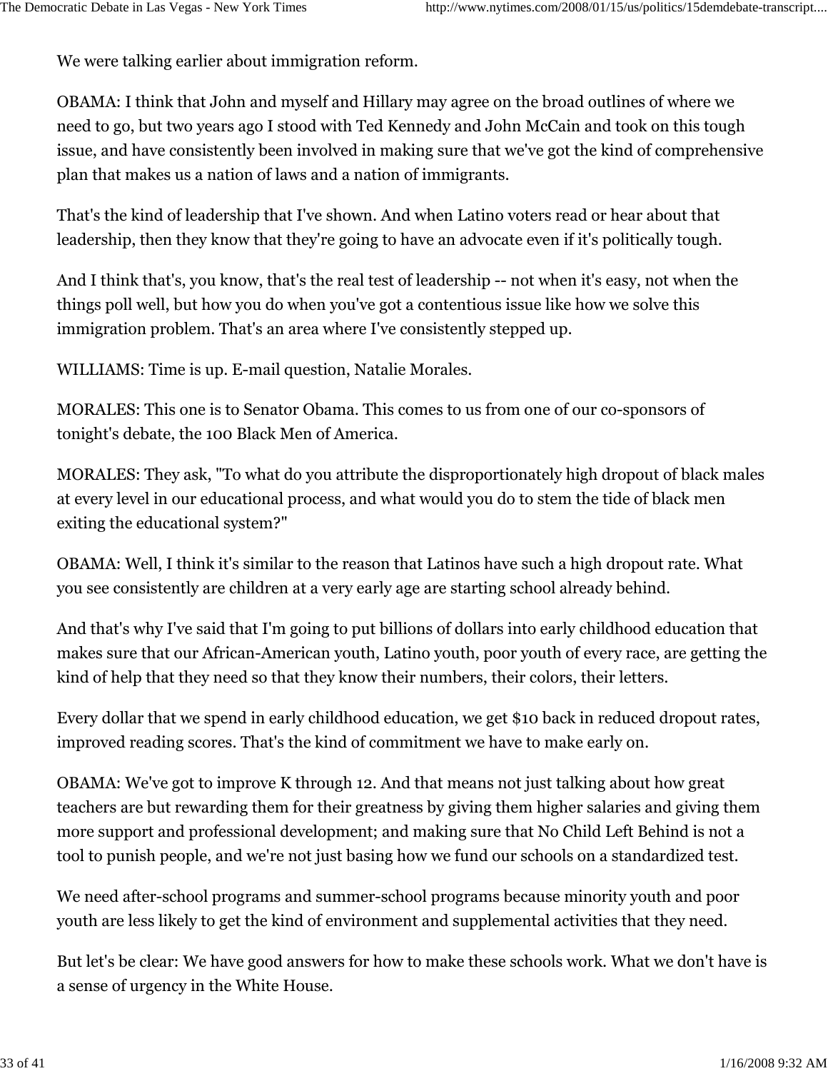We were talking earlier about immigration reform.

OBAMA: I think that John and myself and Hillary may agree on the broad outlines of where we need to go, but two years ago I stood with Ted Kennedy and John McCain and took on this tough issue, and have consistently been involved in making sure that we've got the kind of comprehensive plan that makes us a nation of laws and a nation of immigrants.

That's the kind of leadership that I've shown. And when Latino voters read or hear about that leadership, then they know that they're going to have an advocate even if it's politically tough.

And I think that's, you know, that's the real test of leadership -- not when it's easy, not when the things poll well, but how you do when you've got a contentious issue like how we solve this immigration problem. That's an area where I've consistently stepped up.

WILLIAMS: Time is up. E-mail question, Natalie Morales.

MORALES: This one is to Senator Obama. This comes to us from one of our co-sponsors of tonight's debate, the 100 Black Men of America.

MORALES: They ask, "To what do you attribute the disproportionately high dropout of black males at every level in our educational process, and what would you do to stem the tide of black men exiting the educational system?"

OBAMA: Well, I think it's similar to the reason that Latinos have such a high dropout rate. What you see consistently are children at a very early age are starting school already behind.

And that's why I've said that I'm going to put billions of dollars into early childhood education that makes sure that our African-American youth, Latino youth, poor youth of every race, are getting the kind of help that they need so that they know their numbers, their colors, their letters.

Every dollar that we spend in early childhood education, we get $10 back in reduced dropout rates, improved reading scores. That's the kind of commitment we have to make early on.

OBAMA: We've got to improve K through 12. And that means not just talking about how great teachers are but rewarding them for their greatness by giving them higher salaries and giving them more support and professional development; and making sure that No Child Left Behind is not a tool to punish people, and we're not just basing how we fund our schools on a standardized test.

We need after-school programs and summer-school programs because minority youth and poor youth are less likely to get the kind of environment and supplemental activities that they need.

But let's be clear: We have good answers for how to make these schools work. What we don't have is a sense of urgency in the White House.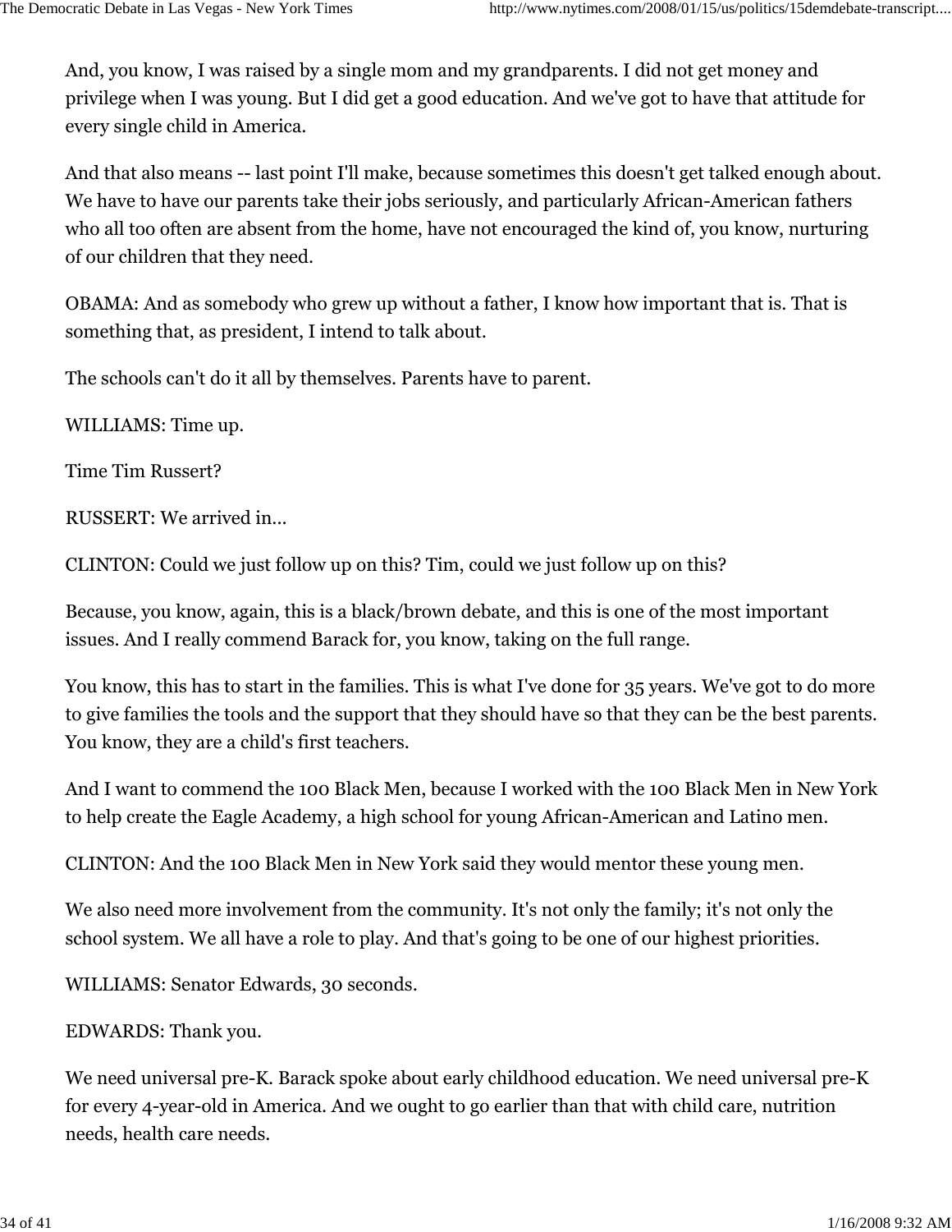And, you know, I was raised by a single mom and my grandparents. I did not get money and privilege when I was young. But I did get a good education. And we've got to have that attitude for every single child in America.

And that also means -- last point I'll make, because sometimes this doesn't get talked enough about. We have to have our parents take their jobs seriously, and particularly African-American fathers who all too often are absent from the home, have not encouraged the kind of, you know, nurturing of our children that they need.

OBAMA: And as somebody who grew up without a father, I know how important that is. That is something that, as president, I intend to talk about.

The schools can't do it all by themselves. Parents have to parent.

WILLIAMS: Time up.

Time Tim Russert?

RUSSERT: We arrived in...

CLINTON: Could we just follow up on this? Tim, could we just follow up on this?

Because, you know, again, this is a black/brown debate, and this is one of the most important issues. And I really commend Barack for, you know, taking on the full range.

You know, this has to start in the families. This is what I've done for 35 years. We've got to do more to give families the tools and the support that they should have so that they can be the best parents. You know, they are a child's first teachers.

And I want to commend the 100 Black Men, because I worked with the 100 Black Men in New York to help create the Eagle Academy, a high school for young African-American and Latino men.

CLINTON: And the 100 Black Men in New York said they would mentor these young men.

We also need more involvement from the community. It's not only the family; it's not only the school system. We all have a role to play. And that's going to be one of our highest priorities.

WILLIAMS: Senator Edwards, 30 seconds.

EDWARDS: Thank you.

We need universal pre-K. Barack spoke about early childhood education. We need universal pre-K for every 4-year-old in America. And we ought to go earlier than that with child care, nutrition needs, health care needs.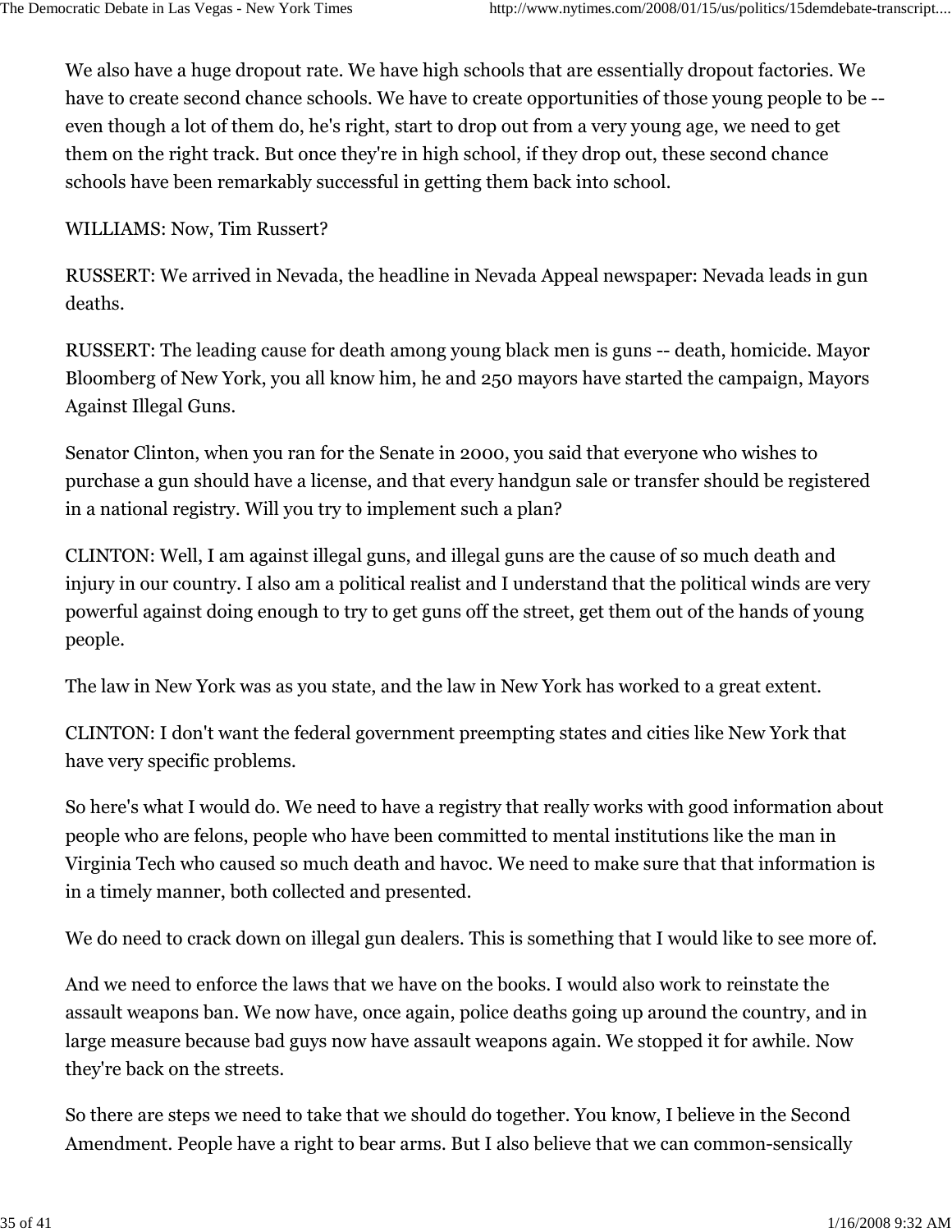We also have a huge dropout rate. We have high schools that are essentially dropout factories. We have to create second chance schools. We have to create opportunities of those young people to be -- even though a lot of them do, he's right, start to drop out from a very young age, we need to get them on the right track. But once they're in high school, if they drop out, these second chance schools have been remarkably successful in getting them back into school.

WILLIAMS: Now, Tim Russert?

RUSSERT: We arrived in Nevada, the headline in Nevada Appeal newspaper: Nevada leads in gun deaths.

RUSSERT: The leading cause for death among young black men is guns -- death, homicide. Mayor Bloomberg of New York, you all know him, he and 250 mayors have started the campaign, Mayors Against Illegal Guns.

Senator Clinton, when you ran for the Senate in 2000, you said that everyone who wishes to purchase a gun should have a license, and that every handgun sale or transfer should be registered in a national registry. Will you try to implement such a plan?

CLINTON: Well, I am against illegal guns, and illegal guns are the cause of so much death and injury in our country. I also am a political realist and I understand that the political winds are very powerful against doing enough to try to get guns off the street, get them out of the hands of young people.

The law in New York was as you state, and the law in New York has worked to a great extent.

CLINTON: I don't want the federal government preempting states and cities like New York that have very specific problems.

So here's what I would do. We need to have a registry that really works with good information about people who are felons, people who have been committed to mental institutions like the man in Virginia Tech who caused so much death and havoc. We need to make sure that that information is in a timely manner, both collected and presented.

We do need to crack down on illegal gun dealers. This is something that I would like to see more of.

And we need to enforce the laws that we have on the books. I would also work to reinstate the assault weapons ban. We now have, once again, police deaths going up around the country, and in large measure because bad guys now have assault weapons again. We stopped it for awhile. Now they're back on the streets.

So there are steps we need to take that we should do together. You know, I believe in the Second Amendment. People have a right to bear arms. But I also believe that we can common-sensically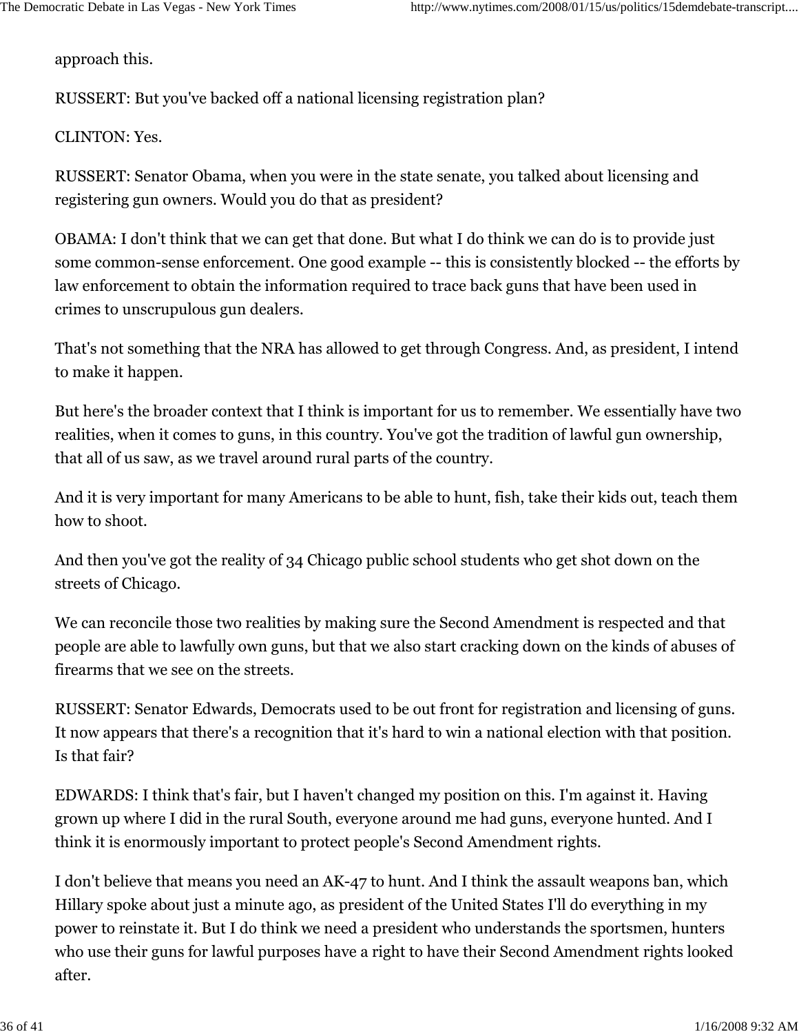approach this.

RUSSERT: But you've backed off a national licensing registration plan?

CLINTON: Yes.

RUSSERT: Senator Obama, when you were in the state senate, you talked about licensing and registering gun owners. Would you do that as president?

OBAMA: I don't think that we can get that done. But what I do think we can do is to provide just some common-sense enforcement. One good example -- this is consistently blocked -- the efforts by law enforcement to obtain the information required to trace back guns that have been used in crimes to unscrupulous gun dealers.

That's not something that the NRA has allowed to get through Congress. And, as president, I intend to make it happen.

But here's the broader context that I think is important for us to remember. We essentially have two realities, when it comes to guns, in this country. You've got the tradition of lawful gun ownership, that all of us saw, as we travel around rural parts of the country.

And it is very important for many Americans to be able to hunt, fish, take their kids out, teach them how to shoot.

And then you've got the reality of 34 Chicago public school students who get shot down on the streets of Chicago.

We can reconcile those two realities by making sure the Second Amendment is respected and that people are able to lawfully own guns, but that we also start cracking down on the kinds of abuses of firearms that we see on the streets.

RUSSERT: Senator Edwards, Democrats used to be out front for registration and licensing of guns. It now appears that there's a recognition that it's hard to win a national election with that position. Is that fair?

EDWARDS: I think that's fair, but I haven't changed my position on this. I'm against it. Having grown up where I did in the rural South, everyone around me had guns, everyone hunted. And I think it is enormously important to protect people's Second Amendment rights.

I don't believe that means you need an AK-47 to hunt. And I think the assault weapons ban, which Hillary spoke about just a minute ago, as president of the United States I'll do everything in my power to reinstate it. But I do think we need a president who understands the sportsmen, hunters who use their guns for lawful purposes have a right to have their Second Amendment rights looked after.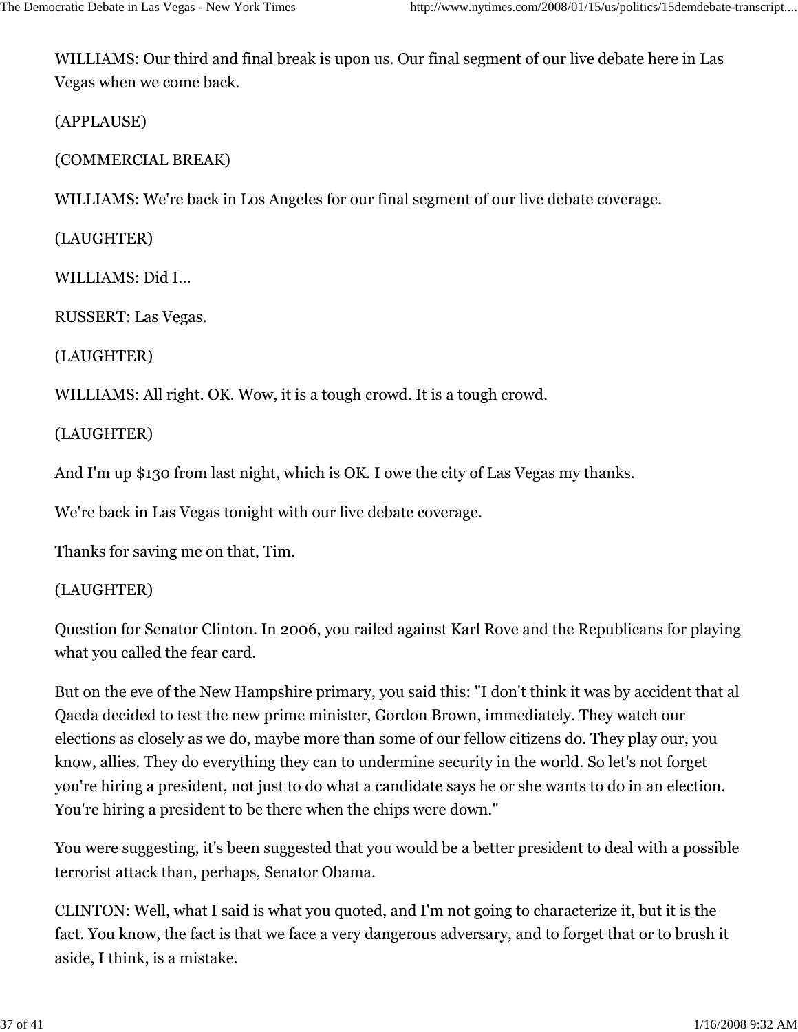WILLIAMS: Our third and final break is upon us. Our final segment of our live debate here in Las Vegas when we come back.

(APPLAUSE)

(COMMERCIAL BREAK)

WILLIAMS: We're back in Los Angeles for our final segment of our live debate coverage.

(LAUGHTER)

WILLIAMS: Did I...

RUSSERT: Las Vegas.

(LAUGHTER)

WILLIAMS: All right. OK. Wow, it is a tough crowd. It is a tough crowd.

(LAUGHTER)

And I'm up $130 from last night, which is OK. I owe the city of Las Vegas my thanks.

We're back in Las Vegas tonight with our live debate coverage.

Thanks for saving me on that, Tim.

(LAUGHTER)

Question for Senator Clinton. In 2006, you railed against Karl Rove and the Republicans for playing what you called the fear card.

But on the eve of the New Hampshire primary, you said this: "I don't think it was by accident that al Qaeda decided to test the new prime minister, Gordon Brown, immediately. They watch our elections as closely as we do, maybe more than some of our fellow citizens do. They play our, you know, allies. They do everything they can to undermine security in the world. So let's not forget you're hiring a president, not just to do what a candidate says he or she wants to do in an election. You're hiring a president to be there when the chips were down."

You were suggesting, it's been suggested that you would be a better president to deal with a possible terrorist attack than, perhaps, Senator Obama.

CLINTON: Well, what I said is what you quoted, and I'm not going to characterize it, but it is the fact. You know, the fact is that we face a very dangerous adversary, and to forget that or to brush it aside, I think, is a mistake.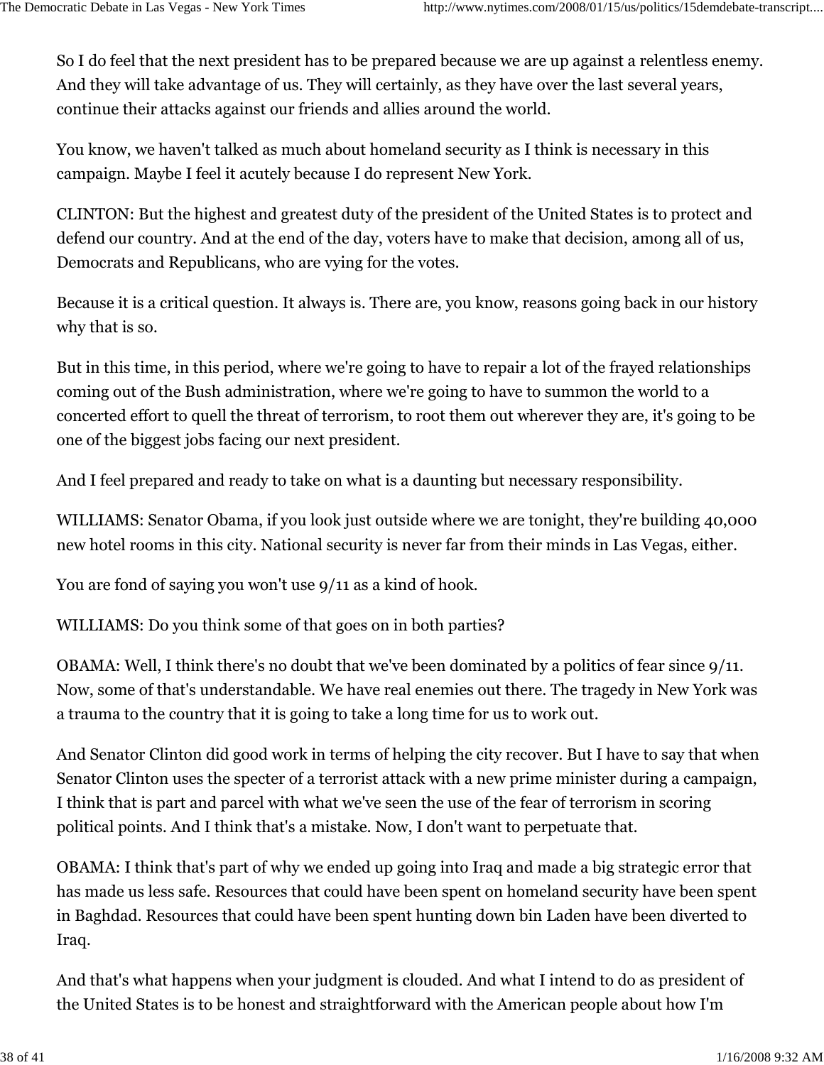So I do feel that the next president has to be prepared because we are up against a relentless enemy. And they will take advantage of us. They will certainly, as they have over the last several years, continue their attacks against our friends and allies around the world.

You know, we haven't talked as much about homeland security as I think is necessary in this campaign. Maybe I feel it acutely because I do represent New York.

CLINTON: But the highest and greatest duty of the president of the United States is to protect and defend our country. And at the end of the day, voters have to make that decision, among all of us, Democrats and Republicans, who are vying for the votes.

Because it is a critical question. It always is. There are, you know, reasons going back in our history why that is so.

But in this time, in this period, where we're going to have to repair a lot of the frayed relationships coming out of the Bush administration, where we're going to have to summon the world to a concerted effort to quell the threat of terrorism, to root them out wherever they are, it's going to be one of the biggest jobs facing our next president.

And I feel prepared and ready to take on what is a daunting but necessary responsibility.

WILLIAMS: Senator Obama, if you look just outside where we are tonight, they're building 40,000 new hotel rooms in this city. National security is never far from their minds in Las Vegas, either.

You are fond of saying you won't use 9/11 as a kind of hook.

WILLIAMS: Do you think some of that goes on in both parties?

OBAMA: Well, I think there's no doubt that we've been dominated by a politics of fear since 9/11. Now, some of that's understandable. We have real enemies out there. The tragedy in New York was a trauma to the country that it is going to take a long time for us to work out.

And Senator Clinton did good work in terms of helping the city recover. But I have to say that when Senator Clinton uses the specter of a terrorist attack with a new prime minister during a campaign, I think that is part and parcel with what we've seen the use of the fear of terrorism in scoring political points. And I think that's a mistake. Now, I don't want to perpetuate that.

OBAMA: I think that's part of why we ended up going into Iraq and made a big strategic error that has made us less safe. Resources that could have been spent on homeland security have been spent in Baghdad. Resources that could have been spent hunting down bin Laden have been diverted to Iraq.

And that's what happens when your judgment is clouded. And what I intend to do as president of the United States is to be honest and straightforward with the American people about how I'm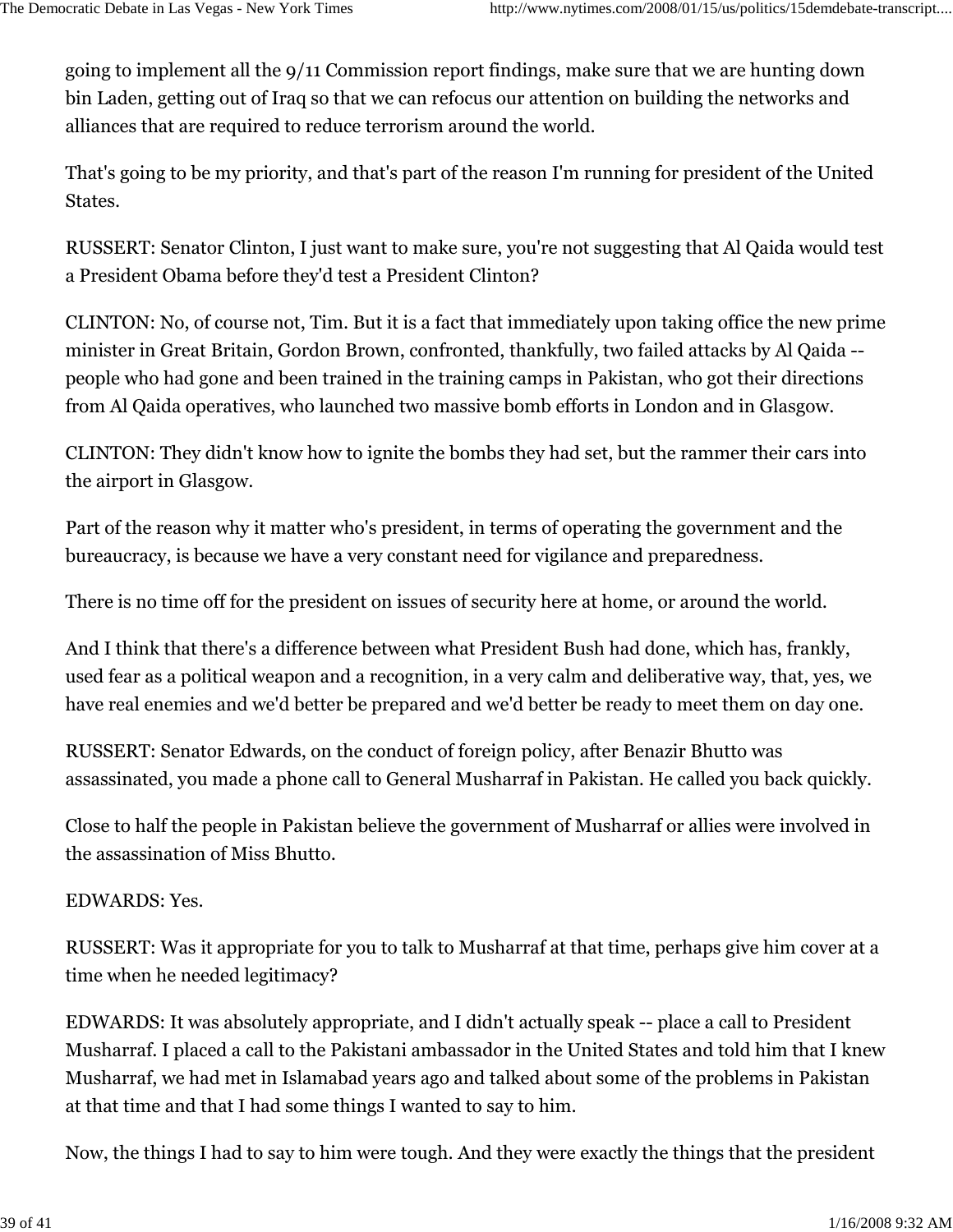going to implement all the 9/11 Commission report findings, make sure that we are hunting down bin Laden, getting out of Iraq so that we can refocus our attention on building the networks and alliances that are required to reduce terrorism around the world.

That's going to be my priority, and that's part of the reason I'm running for president of the United States.

RUSSERT: Senator Clinton, I just want to make sure, you're not suggesting that Al Qaida would test a President Obama before they'd test a President Clinton?

CLINTON: No, of course not, Tim. But it is a fact that immediately upon taking office the new prime minister in Great Britain, Gordon Brown, confronted, thankfully, two failed attacks by Al Qaida -- people who had gone and been trained in the training camps in Pakistan, who got their directions from Al Qaida operatives, who launched two massive bomb efforts in London and in Glasgow.

CLINTON: They didn't know how to ignite the bombs they had set, but the rammer their cars into the airport in Glasgow.

Part of the reason why it matter who's president, in terms of operating the government and the bureaucracy, is because we have a very constant need for vigilance and preparedness.

There is no time off for the president on issues of security here at home, or around the world.

And I think that there's a difference between what President Bush had done, which has, frankly, used fear as a political weapon and a recognition, in a very calm and deliberative way, that, yes, we have real enemies and we'd better be prepared and we'd better be ready to meet them on day one.

RUSSERT: Senator Edwards, on the conduct of foreign policy, after Benazir Bhutto was assassinated, you made a phone call to General Musharraf in Pakistan. He called you back quickly.

Close to half the people in Pakistan believe the government of Musharraf or allies were involved in the assassination of Miss Bhutto.

EDWARDS: Yes.

RUSSERT: Was it appropriate for you to talk to Musharraf at that time, perhaps give him cover at a time when he needed legitimacy?

EDWARDS: It was absolutely appropriate, and I didn't actually speak -- place a call to President Musharraf. I placed a call to the Pakistani ambassador in the United States and told him that I knew Musharraf, we had met in Islamabad years ago and talked about some of the problems in Pakistan at that time and that I had some things I wanted to say to him.

Now, the things I had to say to him were tough. And they were exactly the things that the president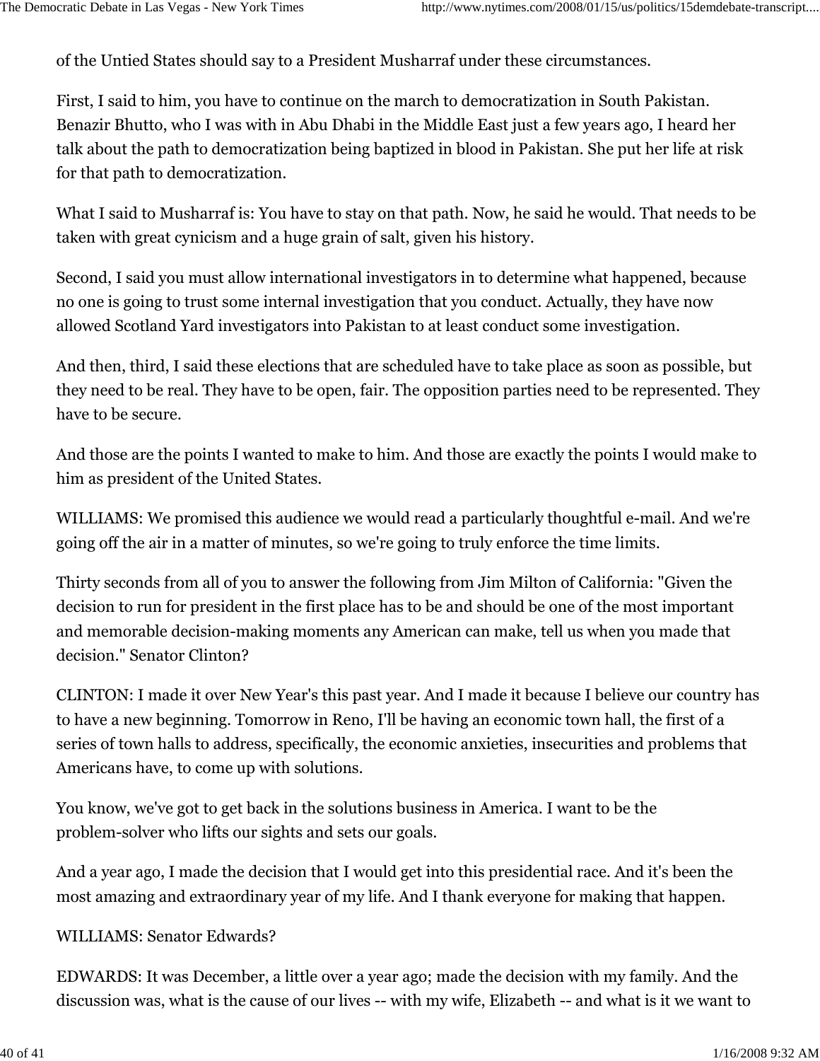of the Untied States should say to a President Musharraf under these circumstances.

First, I said to him, you have to continue on the march to democratization in South Pakistan. Benazir Bhutto, who I was with in Abu Dhabi in the Middle East just a few years ago, I heard her talk about the path to democratization being baptized in blood in Pakistan. She put her life at risk for that path to democratization.

What I said to Musharraf is: You have to stay on that path. Now, he said he would. That needs to be taken with great cynicism and a huge grain of salt, given his history.

Second, I said you must allow international investigators in to determine what happened, because no one is going to trust some internal investigation that you conduct. Actually, they have now allowed Scotland Yard investigators into Pakistan to at least conduct some investigation.

And then, third, I said these elections that are scheduled have to take place as soon as possible, but they need to be real. They have to be open, fair. The opposition parties need to be represented. They have to be secure.

And those are the points I wanted to make to him. And those are exactly the points I would make to him as president of the United States.

WILLIAMS: We promised this audience we would read a particularly thoughtful e-mail. And we're going off the air in a matter of minutes, so we're going to truly enforce the time limits.

Thirty seconds from all of you to answer the following from Jim Milton of California: "Given the decision to run for president in the first place has to be and should be one of the most important and memorable decision-making moments any American can make, tell us when you made that decision." Senator Clinton?

CLINTON: I made it over New Year's this past year. And I made it because I believe our country has to have a new beginning. Tomorrow in Reno, I'll be having an economic town hall, the first of a series of town halls to address, specifically, the economic anxieties, insecurities and problems that Americans have, to come up with solutions.

You know, we've got to get back in the solutions business in America. I want to be the problem-solver who lifts our sights and sets our goals.

And a year ago, I made the decision that I would get into this presidential race. And it's been the most amazing and extraordinary year of my life. And I thank everyone for making that happen.

WILLIAMS: Senator Edwards?

EDWARDS: It was December, a little over a year ago; made the decision with my family. And the discussion was, what is the cause of our lives -- with my wife, Elizabeth -- and what is it we want to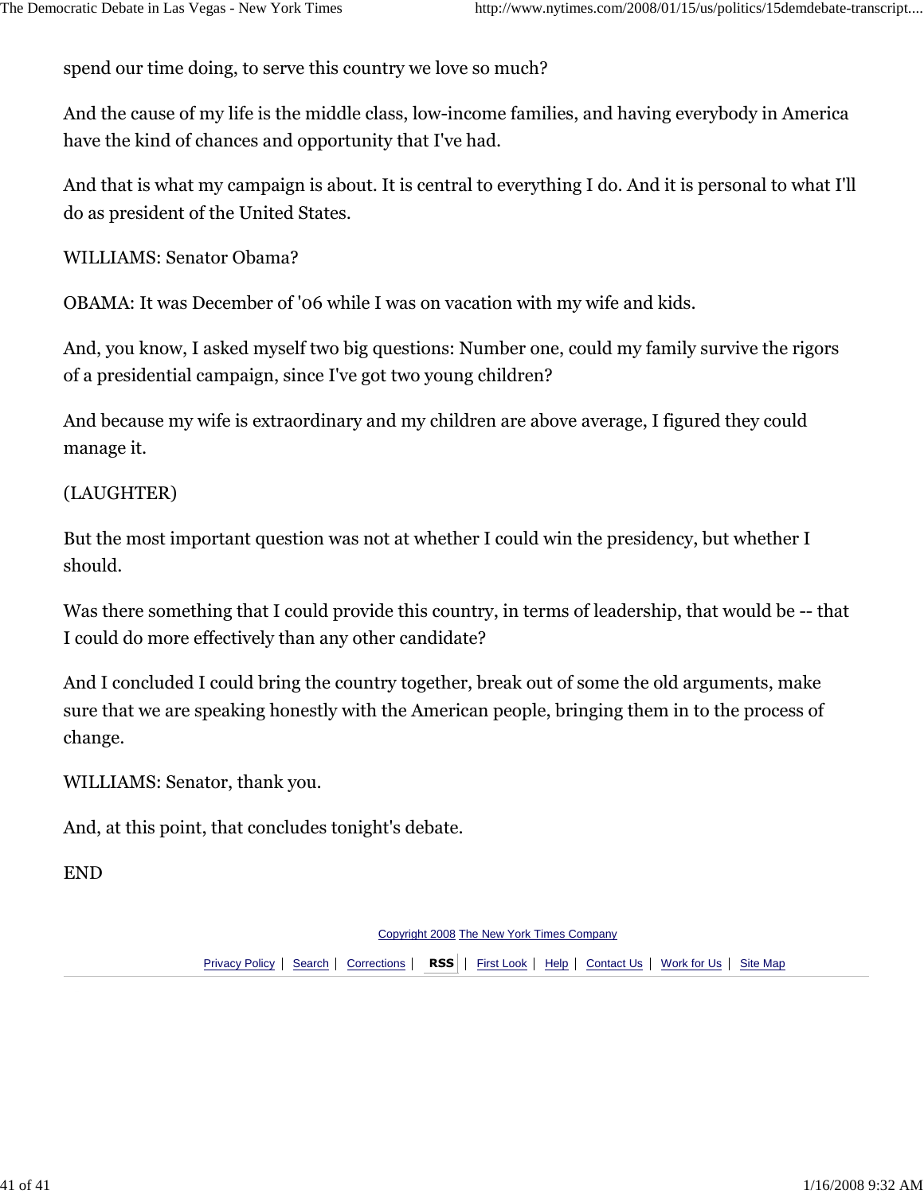spend our time doing, to serve this country we love so much?

And the cause of my life is the middle class, low-income families, and having everybody in America have the kind of chances and opportunity that I've had.

And that is what my campaign is about. It is central to everything I do. And it is personal to what I'll do as president of the United States.

WILLIAMS: Senator Obama?

OBAMA: It was December of '06 while I was on vacation with my wife and kids.

And, you know, I asked myself two big questions: Number one, could my family survive the rigors of a presidential campaign, since I've got two young children?

And because my wife is extraordinary and my children are above average, I figured they could manage it.

(LAUGHTER)

But the most important question was not at whether I could win the presidency, but whether I should.

Was there something that I could provide this country, in terms of leadership, that would be -- that I could do more effectively than any other candidate?

And I concluded I could bring the country together, break out of some the old arguments, make sure that we are speaking honestly with the American people, bringing them in to the process of change.

WILLIAMS: Senator, thank you.

And, at this point, that concludes tonight's debate.

END

Copyright 2008 The New York Times Company

Privacy Policy | Search | Corrections | RSS | First Look | Help | Contact Us | Work for Us | Site Map